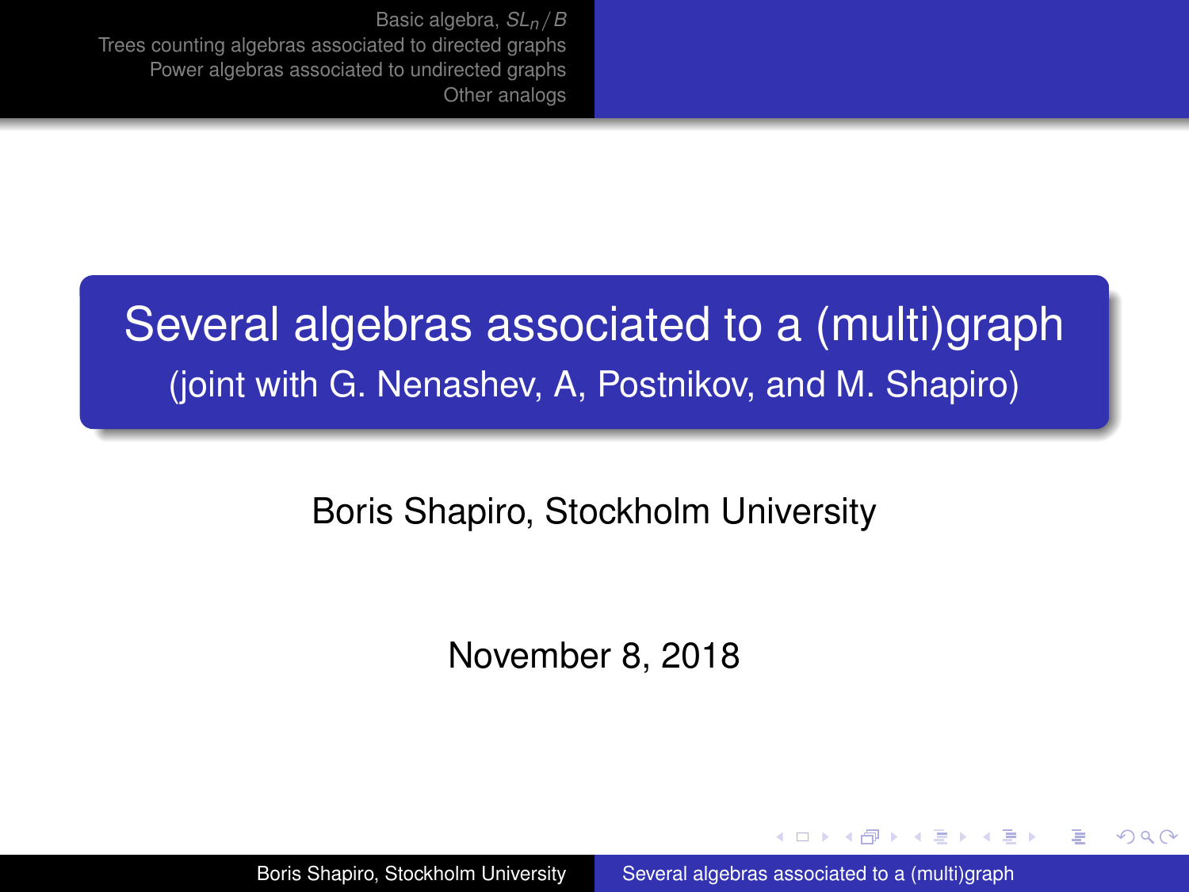# Several algebras associated to a (multi)graph

(joint with G. Nenashev, A, Postnikov, and M. Shapiro)

Boris Shapiro, Stockholm University

November 8, 2018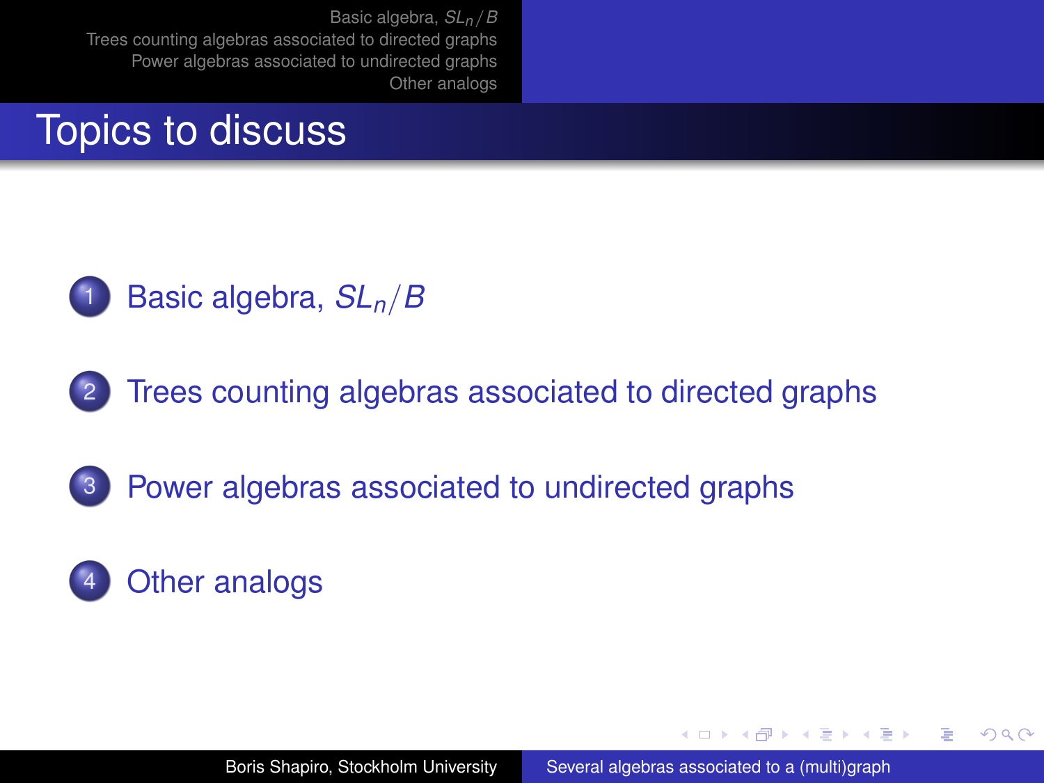# Topics to discuss

1. Basic algebra, $SL_n/B$
2. Trees counting algebras associated to directed graphs
3. Power algebras associated to undirected graphs
4. Other analogs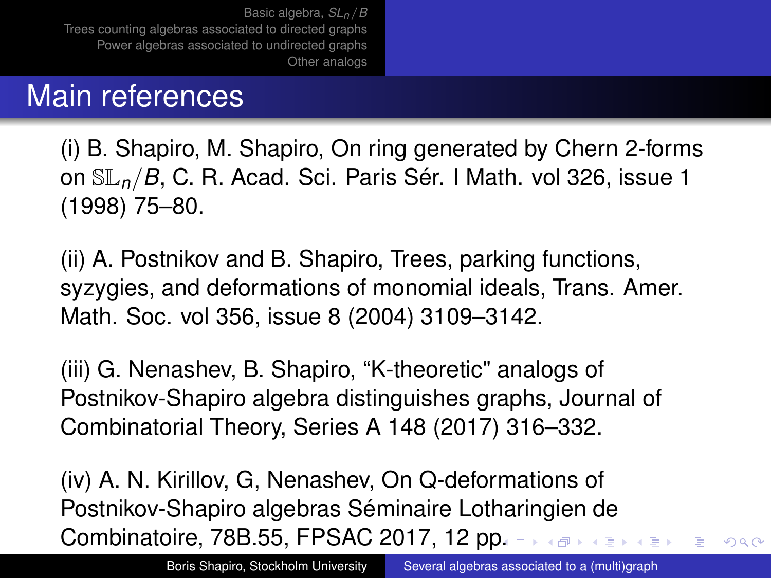# Main references

(i) B. Shapiro, M. Shapiro, On ring generated by Chern 2-forms on $\mathbb{SL}_n/B$, C. R. Acad. Sci. Paris Sér. I Math. vol 326, issue 1 (1998) 75–80.

(ii) A. Postnikov and B. Shapiro, Trees, parking functions, syzygies, and deformations of monomial ideals, Trans. Amer. Math. Soc. vol 356, issue 8 (2004) 3109–3142.

(iii) G. Nenashev, B. Shapiro, “K-theoretic" analogs of Postnikov-Shapiro algebra distinguishes graphs, Journal of Combinatorial Theory, Series A 148 (2017) 316–332.

(iv) A. N. Kirillov, G, Nenashev, On Q-deformations of Postnikov-Shapiro algebras Séminaire Lotharingien de Combinatoire, 78B.55, FPSAC 2017, 12 pp.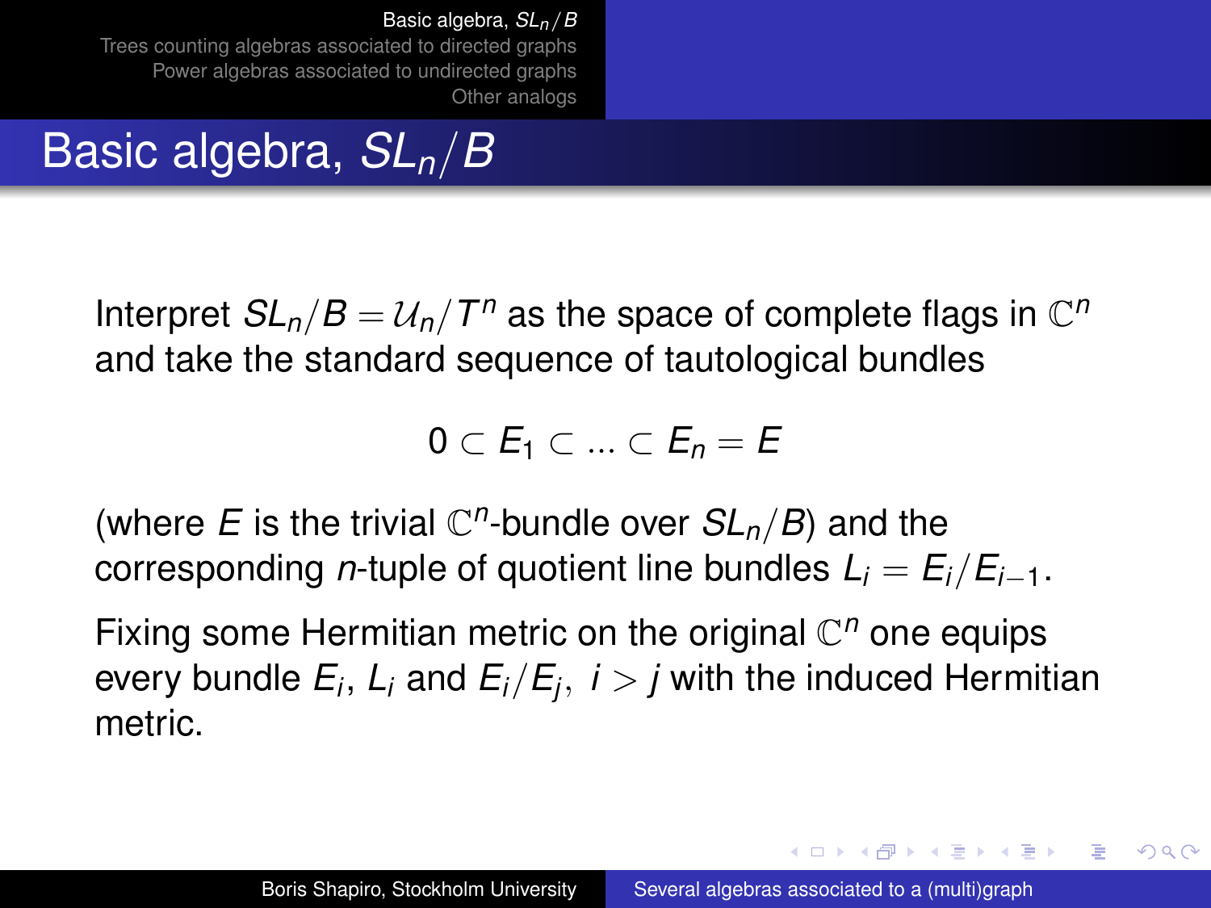# Basic algebra, $SL_n/B$

Interpret $SL_n/B = \mathcal{U}_n/T^n$ as the space of complete flags in $\mathbb{C}^n$ and take the standard sequence of tautological bundles

$$0 \subset E_1 \subset \ldots \subset E_n = E$$

(where $E$ is the trivial $\mathbb{C}^n$-bundle over $SL_n/B$) and the corresponding $n$-tuple of quotient line bundles $L_i = E_i/E_{i-1}$.

Fixing some Hermitian metric on the original $\mathbb{C}^n$ one equips every bundle $E_i$, $L_i$ and $E_i/E_j,\ i > j$ with the induced Hermitian metric.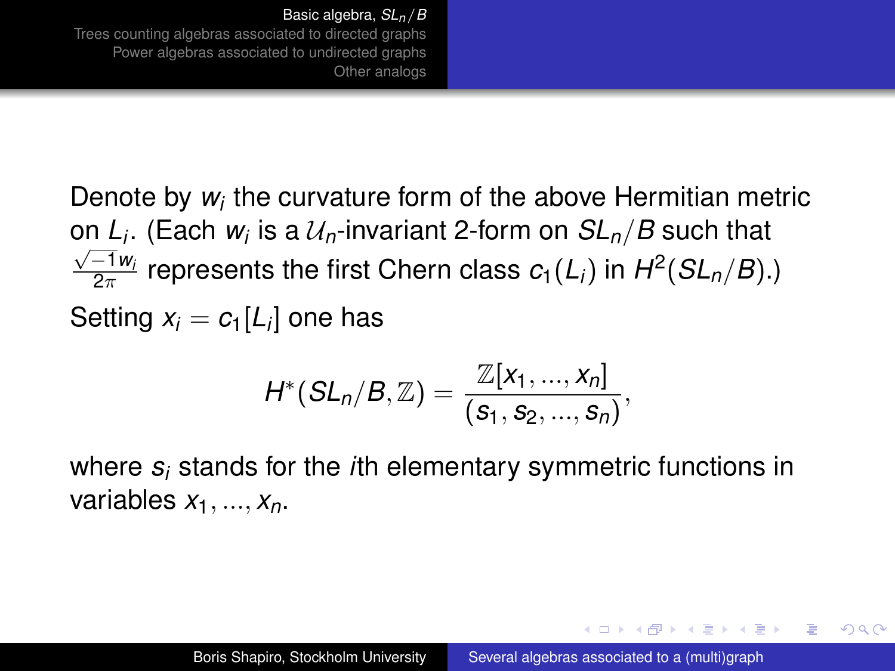Denote by $w_i$ the curvature form of the above Hermitian metric on $L_i$. (Each $w_i$ is a $\mathcal{U}_n$-invariant 2-form on $SL_n/B$ such that $\frac{\sqrt{-1}w_i}{2\pi}$ represents the first Chern class $c_1(L_i)$ in $H^2(SL_n/B)$.)

Setting $x_i = c_1[L_i]$ one has

$$H^*(SL_n/B, \mathbb{Z}) = \frac{\mathbb{Z}[x_1, ..., x_n]}{(s_1, s_2, ..., s_n)},$$

where $s_i$ stands for the $i$th elementary symmetric functions in variables $x_1, ..., x_n$.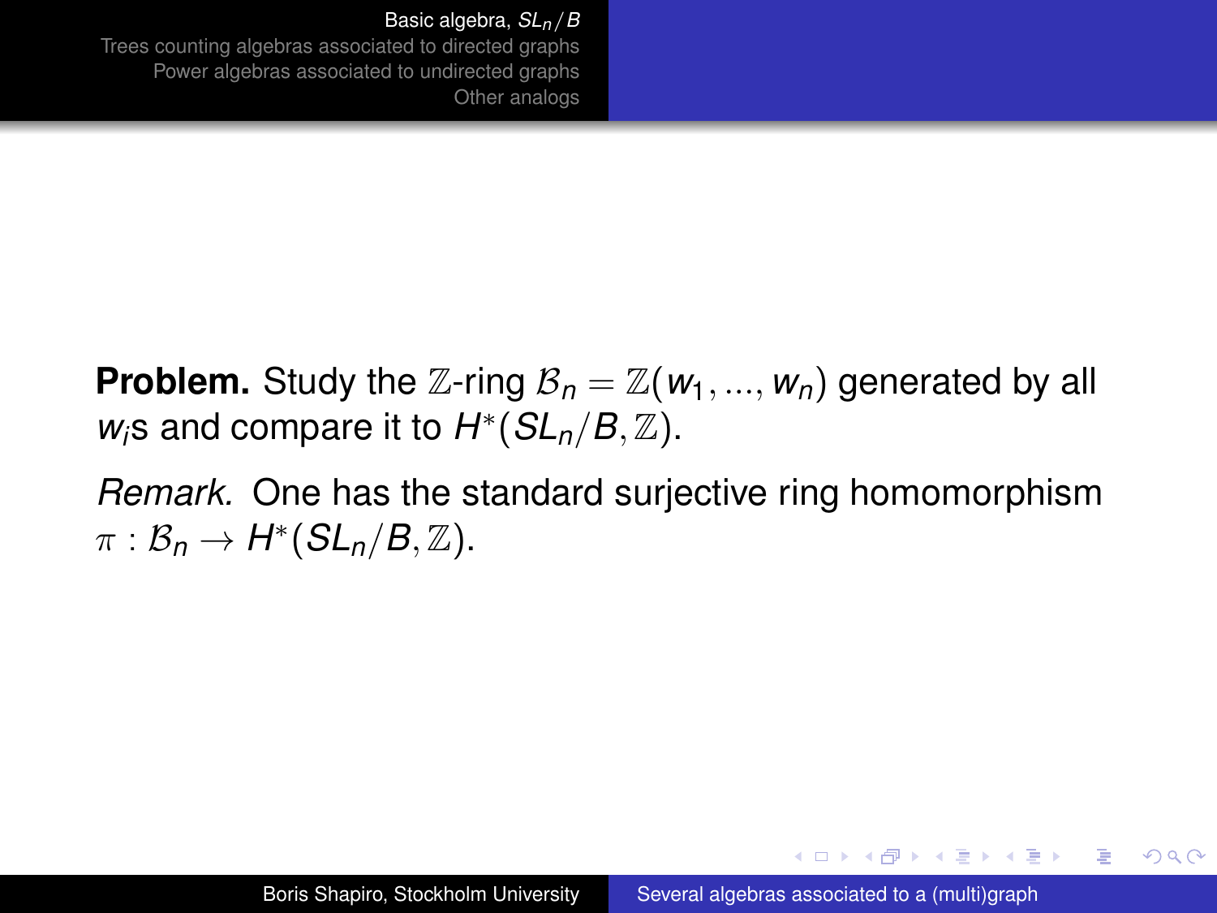**Problem.** Study the $\mathbb{Z}$-ring $\mathcal{B}_n = \mathbb{Z}(w_1, ..., w_n)$ generated by all $w_i$s and compare it to $H^*(SL_n/B, \mathbb{Z})$.

*Remark.* One has the standard surjective ring homomorphism $\pi : \mathcal{B}_n \to H^*(SL_n/B, \mathbb{Z})$.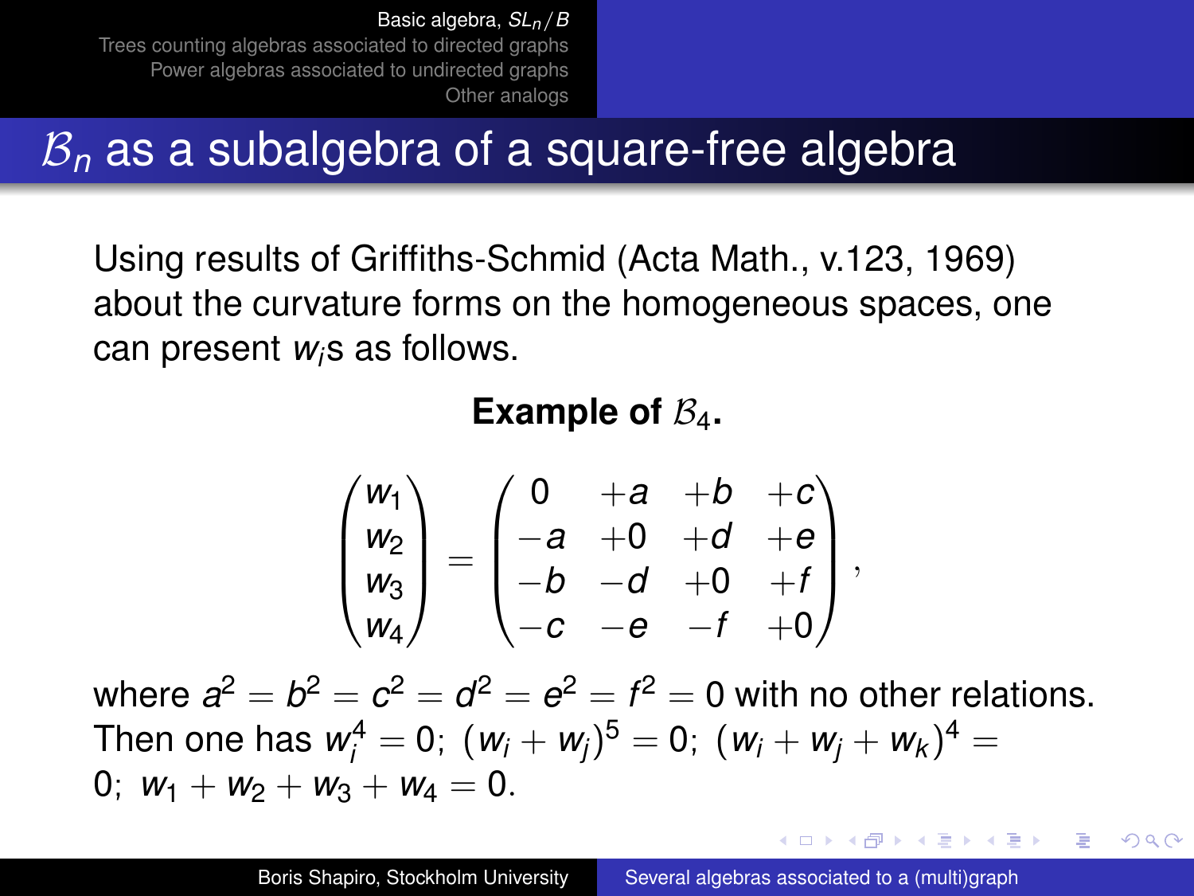# $\mathcal{B}_n$ as a subalgebra of a square-free algebra

Using results of Griffiths-Schmid (Acta Math., v.123, 1969) about the curvature forms on the homogeneous spaces, one can present $w_i$s as follows.

**Example of $\mathcal{B}_4$.**

$$\begin{pmatrix} w_1 \\ w_2 \\ w_3 \\ w_4 \end{pmatrix} = \begin{pmatrix} 0 & +a & +b & +c \\ -a & +0 & +d & +e \\ -b & -d & +0 & +f \\ -c & -e & -f & +0 \end{pmatrix},$$

where $a^2 = b^2 = c^2 = d^2 = e^2 = f^2 = 0$ with no other relations. Then one has $w_i^4 = 0$; $(w_i + w_j)^5 = 0$; $(w_i + w_j + w_k)^4 = 0$; $w_1 + w_2 + w_3 + w_4 = 0$.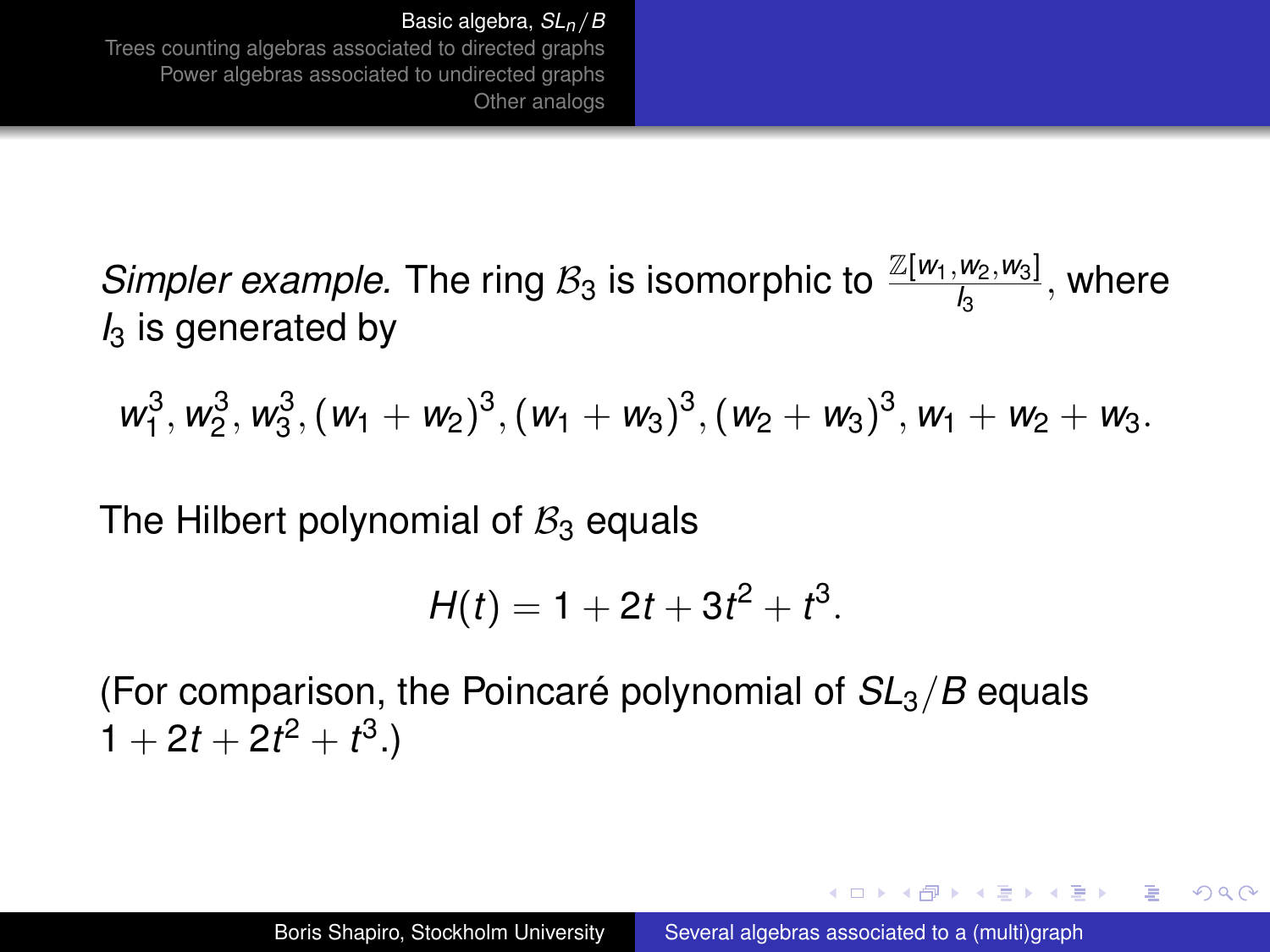*Simpler example.* The ring $\mathcal{B}_3$ is isomorphic to $\frac{\mathbb{Z}[w_1,w_2,w_3]}{I_3}$, where $I_3$ is generated by

$$w_1^3, w_2^3, w_3^3, (w_1+w_2)^3, (w_1+w_3)^3, (w_2+w_3)^3, w_1+w_2+w_3.$$

The Hilbert polynomial of $\mathcal{B}_3$ equals

$$H(t) = 1 + 2t + 3t^2 + t^3.$$

(For comparison, the Poincaré polynomial of $SL_3/B$ equals $1 + 2t + 2t^2 + t^3$.)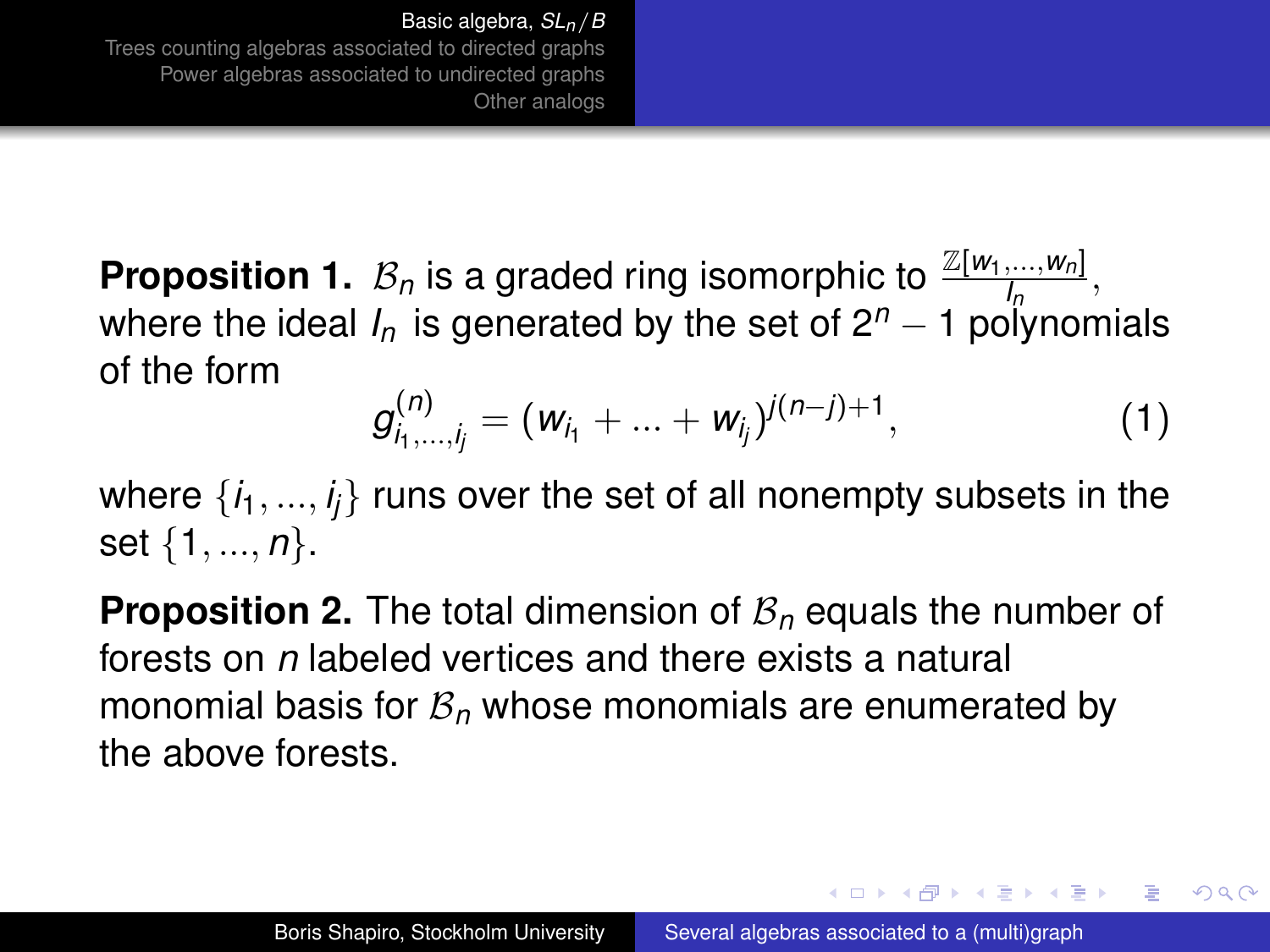**Proposition 1.** $\mathcal{B}_n$ is a graded ring isomorphic to $\frac{\mathbb{Z}[w_1,\ldots,w_n]}{I_n}$, where the ideal $I_n$ is generated by the set of $2^n - 1$ polynomials of the form

$$g^{(n)}_{i_1,\ldots,i_j} = (w_{i_1} + \ldots + w_{i_j})^{j(n-j)+1}, \tag{1}$$

where $\{i_1, \ldots, i_j\}$ runs over the set of all nonempty subsets in the set $\{1, \ldots, n\}$.

**Proposition 2.** The total dimension of $\mathcal{B}_n$ equals the number of forests on $n$ labeled vertices and there exists a natural monomial basis for $\mathcal{B}_n$ whose monomials are enumerated by the above forests.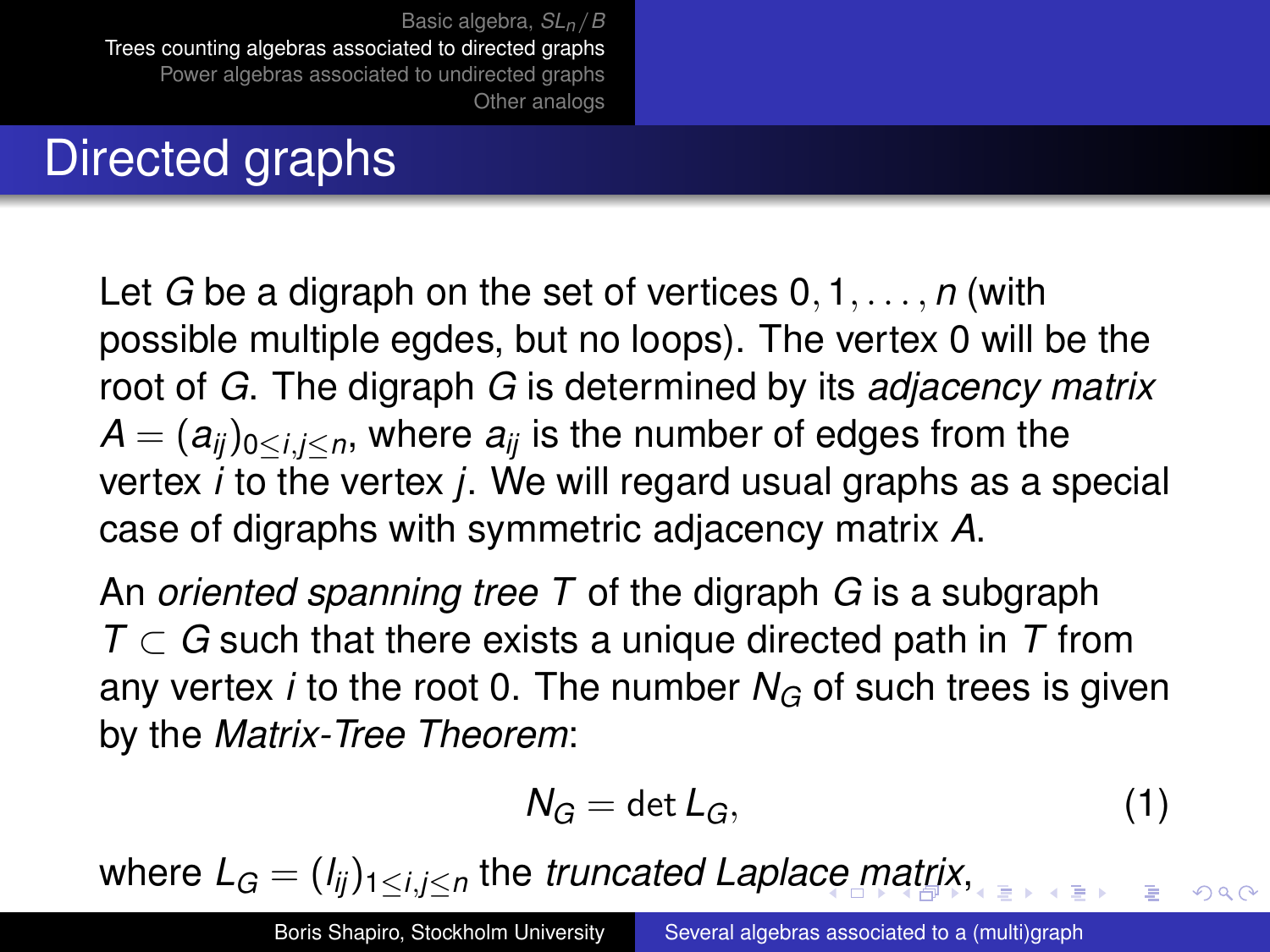# Directed graphs

Let $G$ be a digraph on the set of vertices $0, 1, \ldots, n$ (with possible multiple egdes, but no loops). The vertex 0 will be the root of $G$. The digraph $G$ is determined by its *adjacency matrix* $A = (a_{ij})_{0 \leq i,j \leq n}$, where $a_{ij}$ is the number of edges from the vertex $i$ to the vertex $j$. We will regard usual graphs as a special case of digraphs with symmetric adjacency matrix $A$.

An *oriented spanning tree* $T$ of the digraph $G$ is a subgraph $T \subset G$ such that there exists a unique directed path in $T$ from any vertex $i$ to the root 0. The number $N_G$ of such trees is given by the *Matrix-Tree Theorem*:

$$N_G = \det L_G, \tag{1}$$

where $L_G = (l_{ij})_{1 \leq i,j \leq n}$ the *truncated Laplace matrix*,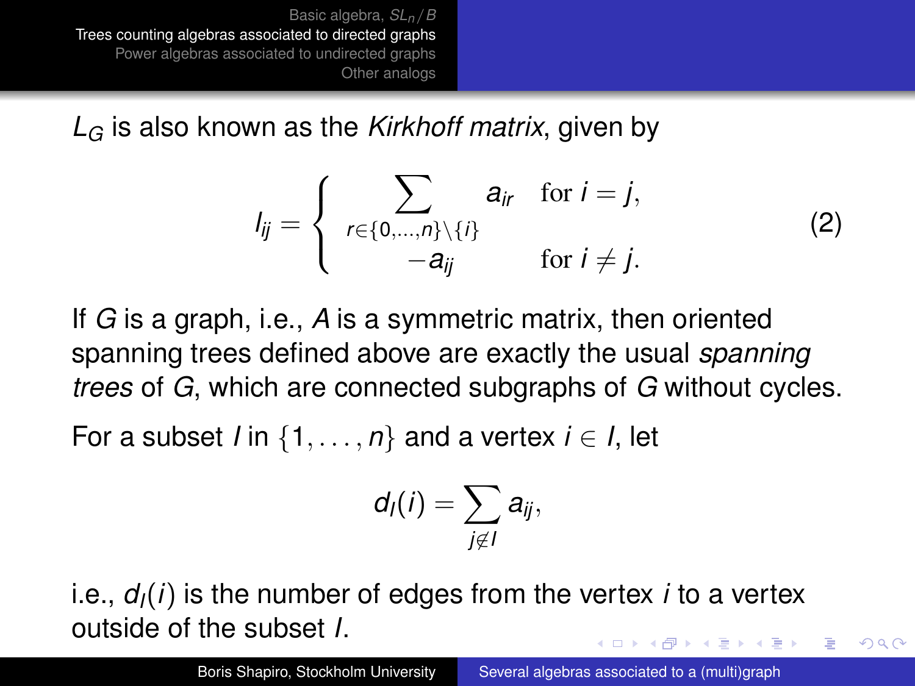$L_G$ is also known as the *Kirkhoff matrix*, given by

$$l_{ij} = \begin{cases} \sum_{r \in \{0,\dots,n\} \setminus \{i\}} a_{ir} & \text{for } i = j, \\ -a_{ij} & \text{for } i \neq j. \end{cases} \tag{2}$$

If $G$ is a graph, i.e., $A$ is a symmetric matrix, then oriented spanning trees defined above are exactly the usual *spanning trees* of $G$, which are connected subgraphs of $G$ without cycles.

For a subset $I$ in $\{1, \dots, n\}$ and a vertex $i \in I$, let

$$d_I(i) = \sum_{j \notin I} a_{ij},$$

i.e., $d_I(i)$ is the number of edges from the vertex $i$ to a vertex outside of the subset $I$.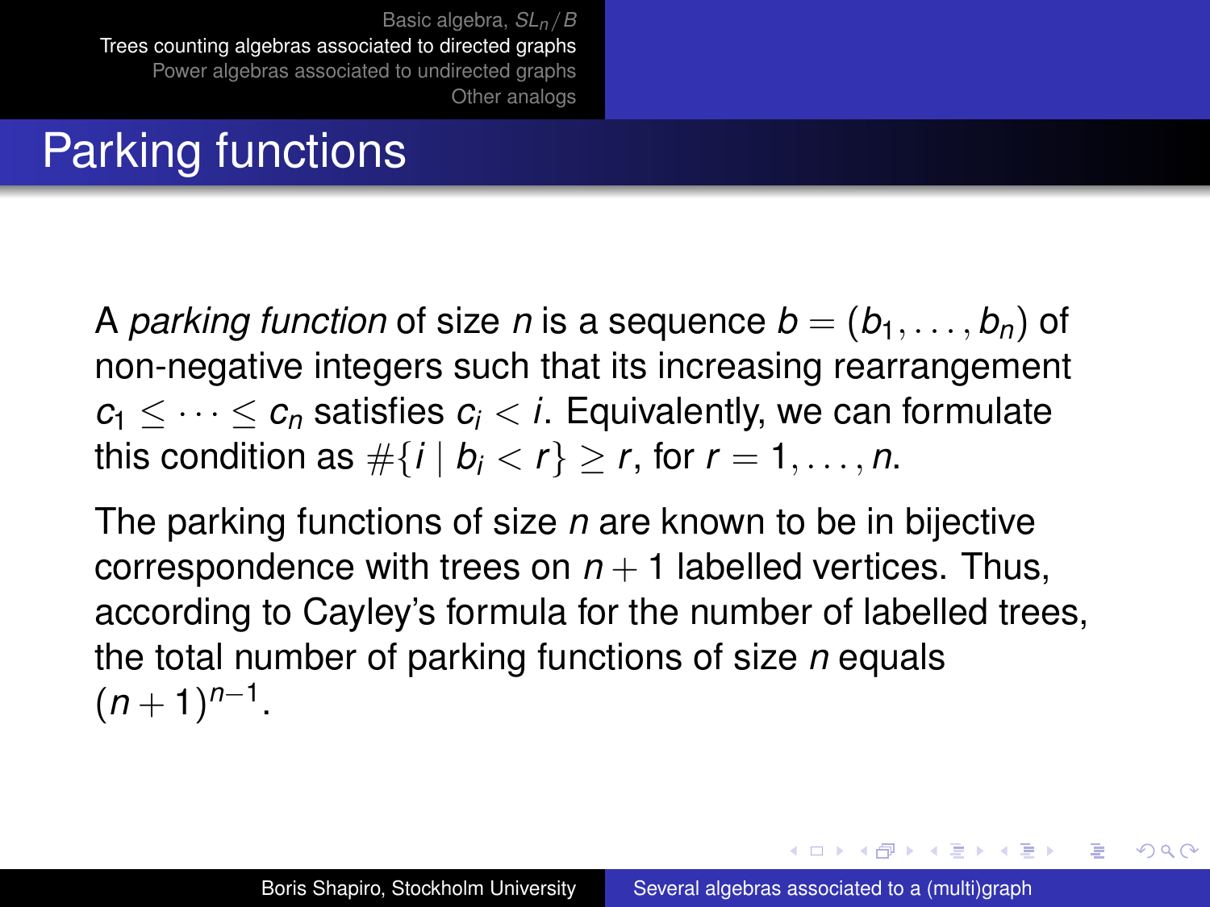# Parking functions

A *parking function* of size $n$ is a sequence $b = (b_1, \ldots, b_n)$ of non-negative integers such that its increasing rearrangement $c_1 \leq \cdots \leq c_n$ satisfies $c_i < i$. Equivalently, we can formulate this condition as $\#\{i \mid b_i < r\} \geq r$, for $r = 1, \ldots, n$.

The parking functions of size $n$ are known to be in bijective correspondence with trees on $n + 1$ labelled vertices. Thus, according to Cayley's formula for the number of labelled trees, the total number of parking functions of size $n$ equals $(n + 1)^{n-1}$.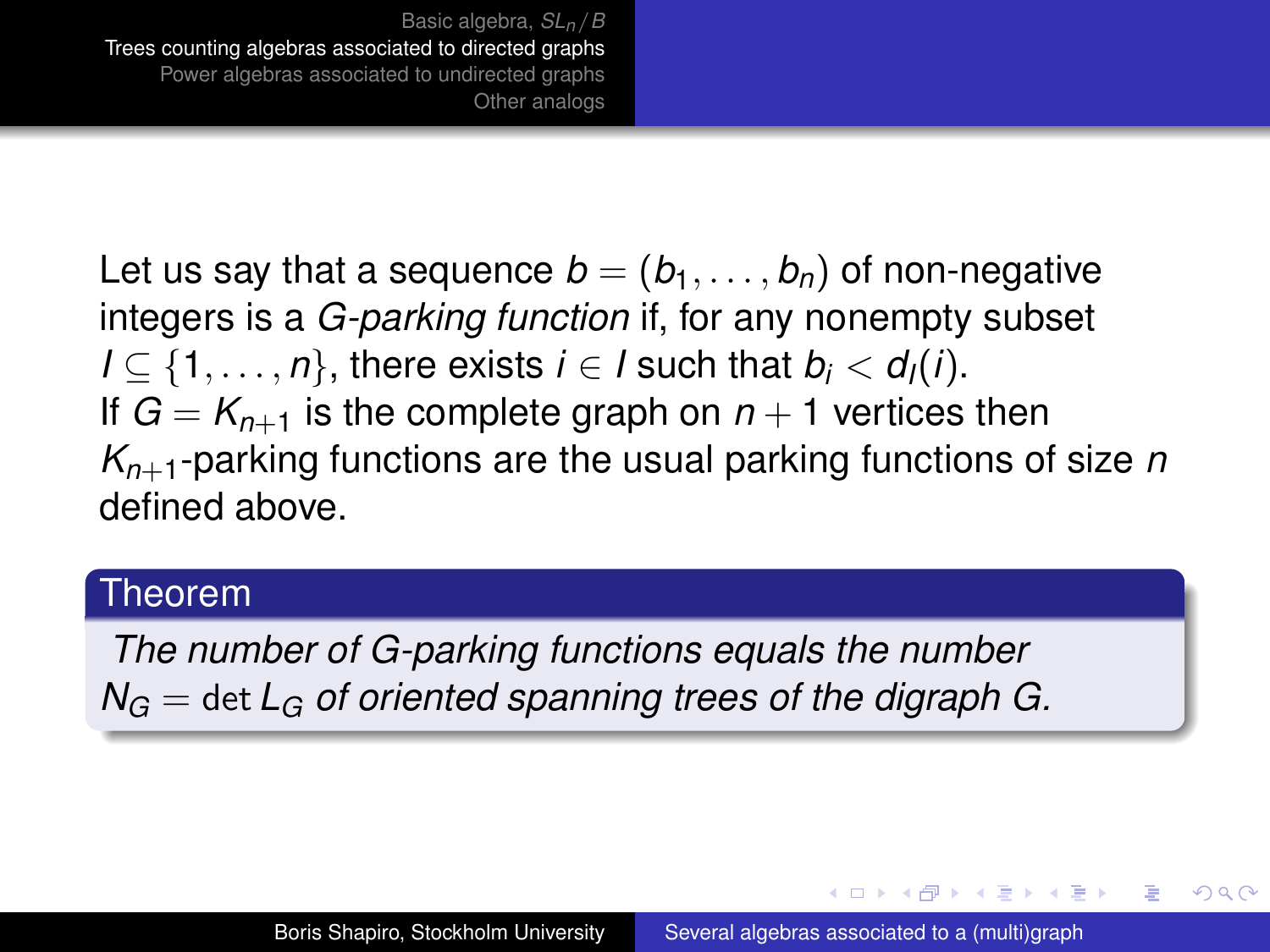Let us say that a sequence $b = (b_1, \ldots, b_n)$ of non-negative integers is a *G-parking function* if, for any nonempty subset $I \subseteq \{1, \ldots, n\}$, there exists $i \in I$ such that $b_i < d_I(i)$. If $G = K_{n+1}$ is the complete graph on $n + 1$ vertices then $K_{n+1}$-parking functions are the usual parking functions of size $n$ defined above.

**Theorem**

*The number of G-parking functions equals the number* $N_G = \det L_G$ *of oriented spanning trees of the digraph G.*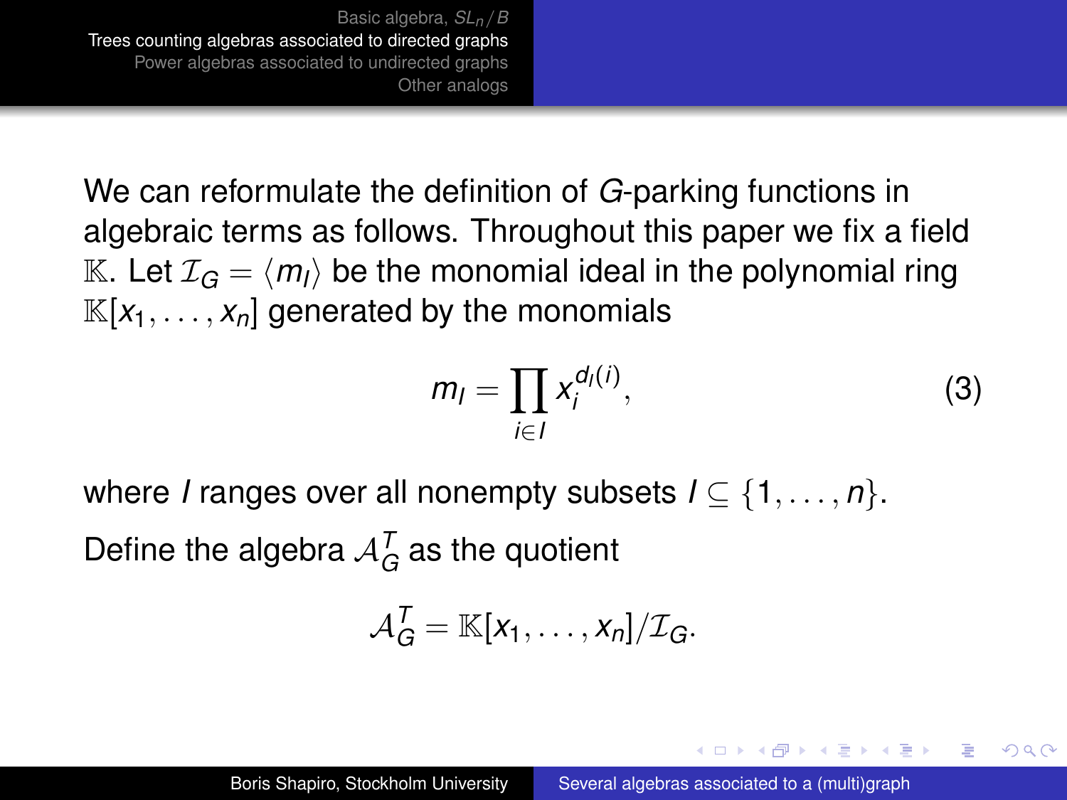We can reformulate the definition of $G$-parking functions in algebraic terms as follows. Throughout this paper we fix a field $\mathbb{K}$. Let $\mathcal{I}_G = \langle m_I \rangle$ be the monomial ideal in the polynomial ring $\mathbb{K}[x_1, \ldots, x_n]$ generated by the monomials

$$m_I = \prod_{i \in I} x_i^{d_I(i)}, \tag{3}$$

where $I$ ranges over all nonempty subsets $I \subseteq \{1, \ldots, n\}$.

Define the algebra $\mathcal{A}_G^T$ as the quotient

$$\mathcal{A}_G^T = \mathbb{K}[x_1, \ldots, x_n]/\mathcal{I}_G.$$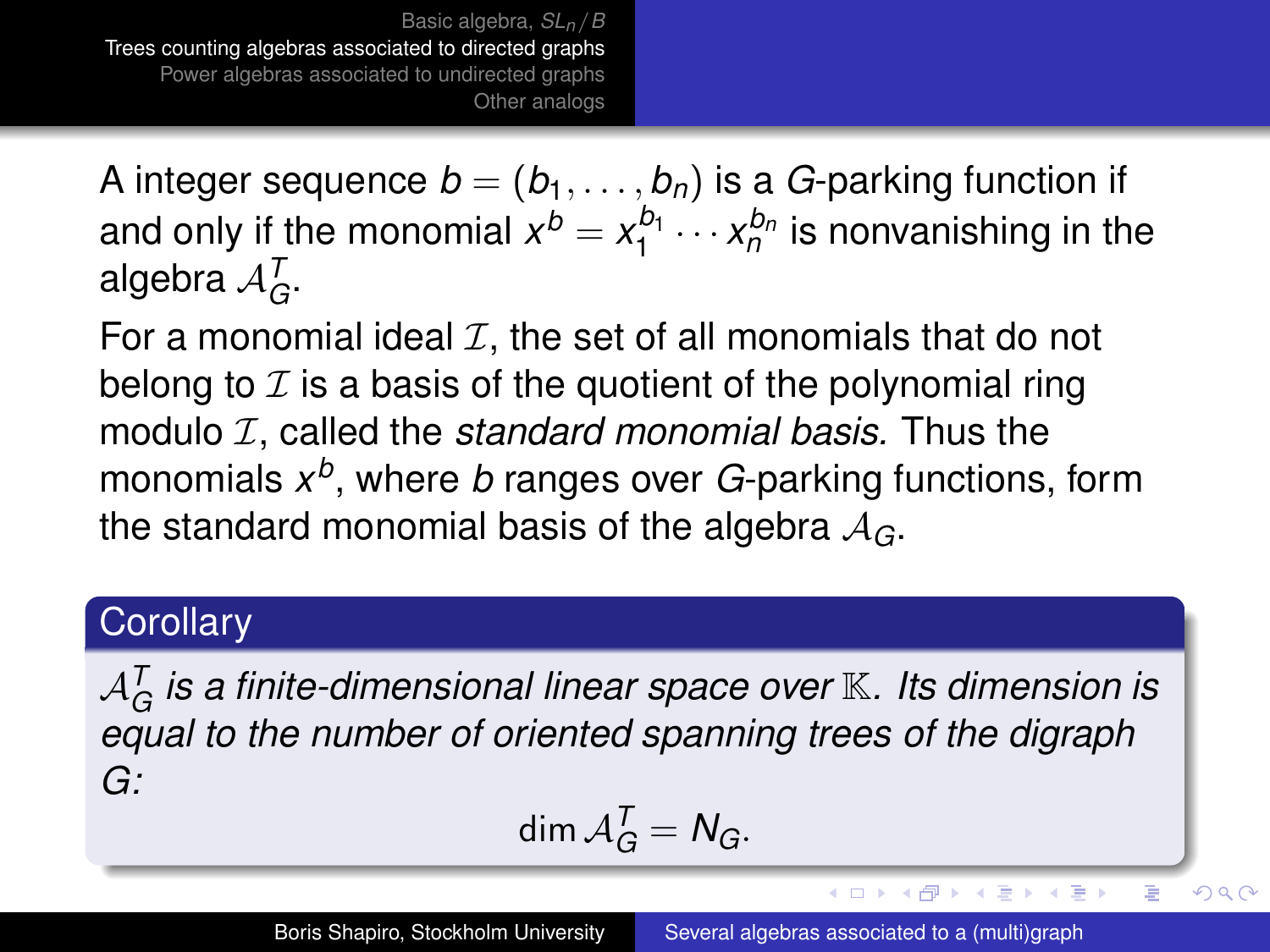A integer sequence $b = (b_1, \ldots, b_n)$ is a $G$-parking function if and only if the monomial $x^b = x_1^{b_1} \cdots x_n^{b_n}$ is nonvanishing in the algebra $\mathcal{A}_G^T$.

For a monomial ideal $\mathcal{I}$, the set of all monomials that do not belong to $\mathcal{I}$ is a basis of the quotient of the polynomial ring modulo $\mathcal{I}$, called the *standard monomial basis.* Thus the monomials $x^b$, where $b$ ranges over $G$-parking functions, form the standard monomial basis of the algebra $\mathcal{A}_G$.

**Corollary**

*$\mathcal{A}_G^T$ is a finite-dimensional linear space over $\mathbb{K}$. Its dimension is equal to the number of oriented spanning trees of the digraph $G$:*

$$\dim \mathcal{A}_G^T = N_G.$$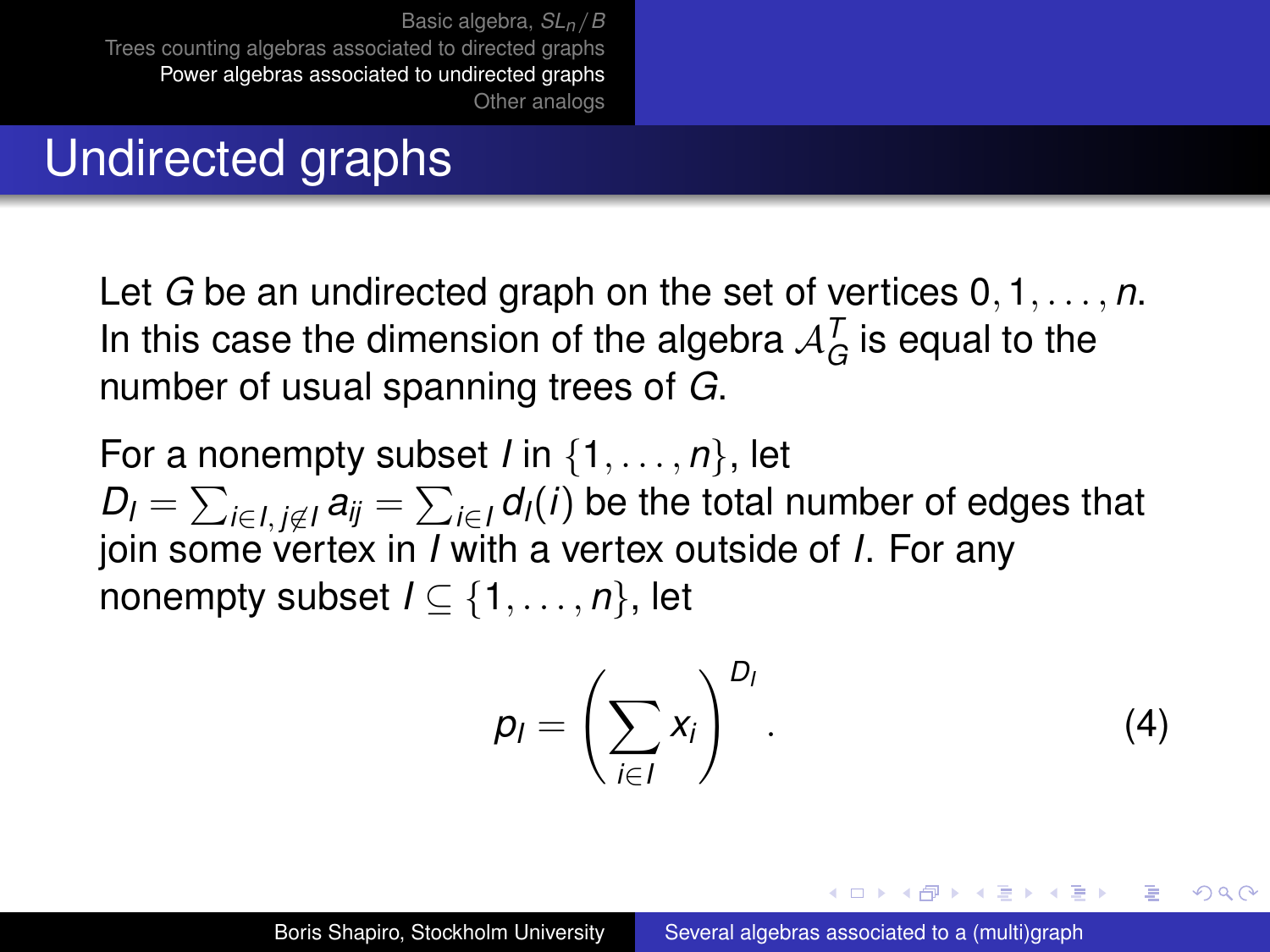# Undirected graphs

Let $G$ be an undirected graph on the set of vertices $0, 1, \ldots, n$. In this case the dimension of the algebra $\mathcal{A}_G^T$ is equal to the number of usual spanning trees of $G$.

For a nonempty subset $I$ in $\{1, \ldots, n\}$, let $D_I = \sum_{i \in I, j \notin I} a_{ij} = \sum_{i \in I} d_I(i)$ be the total number of edges that join some vertex in $I$ with a vertex outside of $I$. For any nonempty subset $I \subseteq \{1, \ldots, n\}$, let

$$p_I = \left( \sum_{i \in I} x_i \right)^{D_I}. \tag{4}$$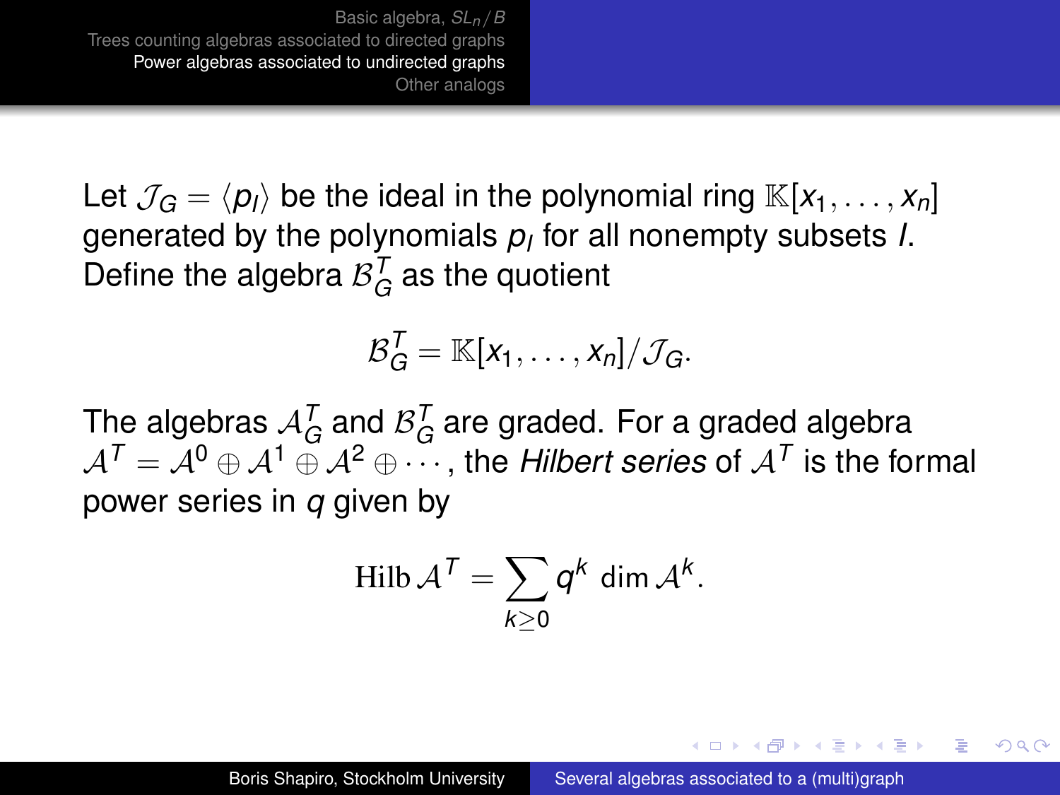Let $\mathcal{J}_G = \langle p_I \rangle$ be the ideal in the polynomial ring $\mathbb{K}[x_1, \ldots, x_n]$ generated by the polynomials $p_I$ for all nonempty subsets $I$. Define the algebra $\mathcal{B}_G^T$ as the quotient

$$\mathcal{B}_G^T = \mathbb{K}[x_1, \ldots, x_n]/\mathcal{J}_G.$$

The algebras $\mathcal{A}_G^T$ and $\mathcal{B}_G^T$ are graded. For a graded algebra $\mathcal{A}^T = \mathcal{A}^0 \oplus \mathcal{A}^1 \oplus \mathcal{A}^2 \oplus \cdots$, the *Hilbert series* of $\mathcal{A}^T$ is the formal power series in $q$ given by

$$\operatorname{Hilb} \mathcal{A}^T = \sum_{k \geq 0} q^k \dim \mathcal{A}^k.$$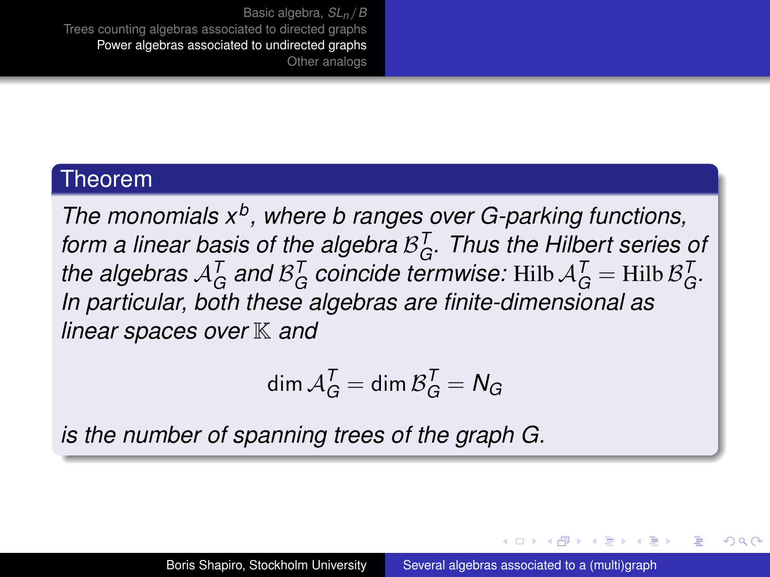### Theorem

*The monomials $x^b$, where $b$ ranges over $G$-parking functions, form a linear basis of the algebra $\mathcal{B}_G^T$. Thus the Hilbert series of the algebras $\mathcal{A}_G^T$ and $\mathcal{B}_G^T$ coincide termwise: $\mathrm{Hilb}\,\mathcal{A}_G^T = \mathrm{Hilb}\,\mathcal{B}_G^T$. In particular, both these algebras are finite-dimensional as linear spaces over $\mathbb{K}$ and*

$$\dim \mathcal{A}_G^T = \dim \mathcal{B}_G^T = N_G$$

*is the number of spanning trees of the graph $G$.*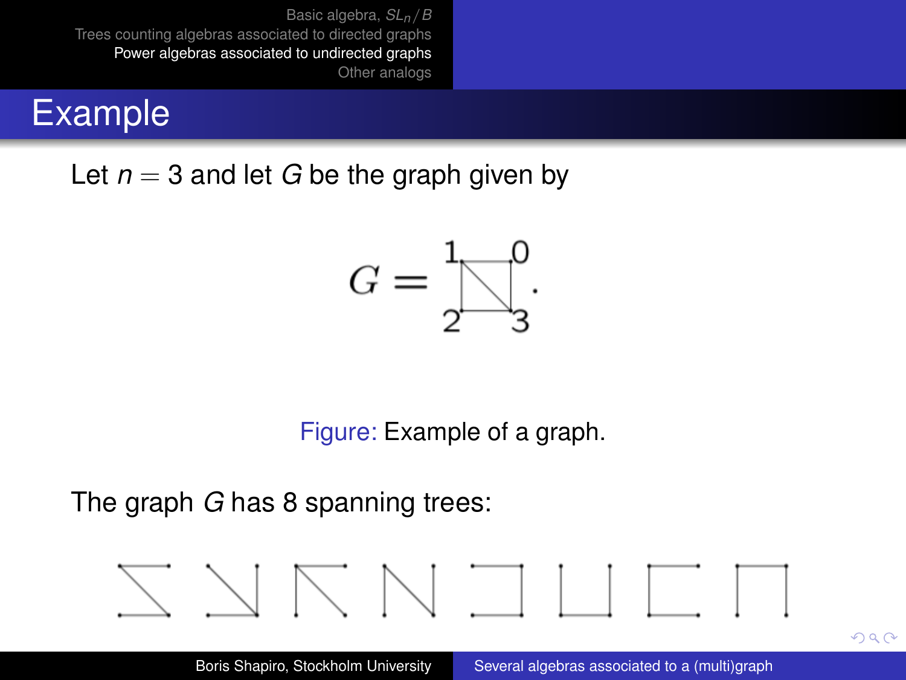# Example

Let $n = 3$ and let $G$ be the graph given by

Figure: Example of a graph.

The graph $G$ has 8 spanning trees: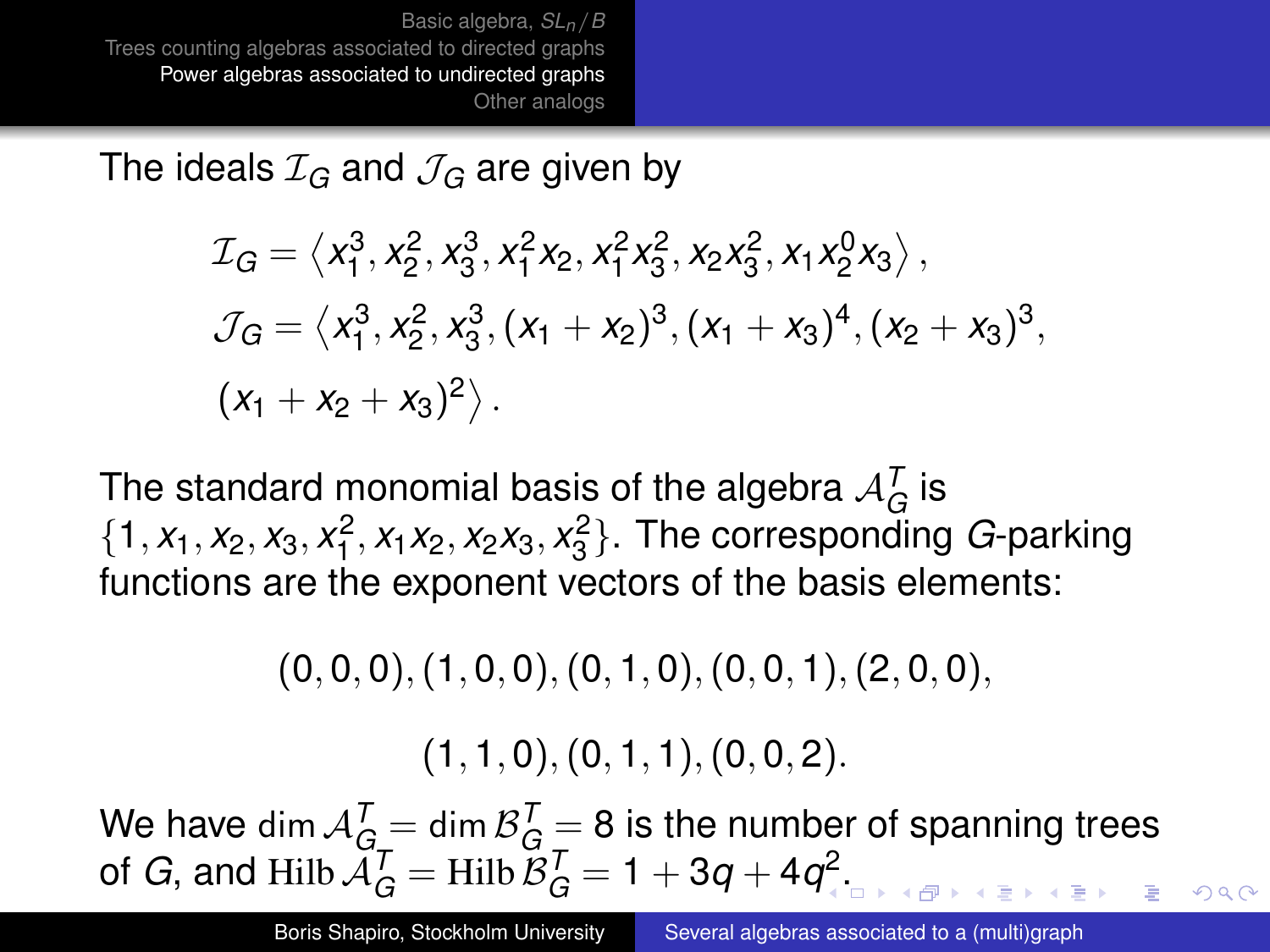The ideals $\mathcal{I}_G$ and $\mathcal{J}_G$ are given by

$$\mathcal{I}_G = \left\langle x_1^3, x_2^2, x_3^3, x_1^2 x_2, x_1^2 x_3^2, x_2 x_3^2, x_1 x_2^0 x_3 \right\rangle,$$

$$\mathcal{J}_G = \left\langle x_1^3, x_2^2, x_3^3, (x_1+x_2)^3, (x_1+x_3)^4, (x_2+x_3)^3, \right.$$

$$\left. (x_1+x_2+x_3)^2 \right\rangle.$$

The standard monomial basis of the algebra $\mathcal{A}_G^T$ is $\{1, x_1, x_2, x_3, x_1^2, x_1x_2, x_2x_3, x_3^2\}$. The corresponding $G$-parking functions are the exponent vectors of the basis elements:

$$(0,0,0), (1,0,0), (0,1,0), (0,0,1), (2,0,0),$$

$$(1,1,0), (0,1,1), (0,0,2).$$

We have $\dim \mathcal{A}_G^T = \dim \mathcal{B}_G^T = 8$ is the number of spanning trees of $G$, and $\mathrm{Hilb}\, \mathcal{A}_G^T = \mathrm{Hilb}\, \mathcal{B}_G^T = 1 + 3q + 4q^2$.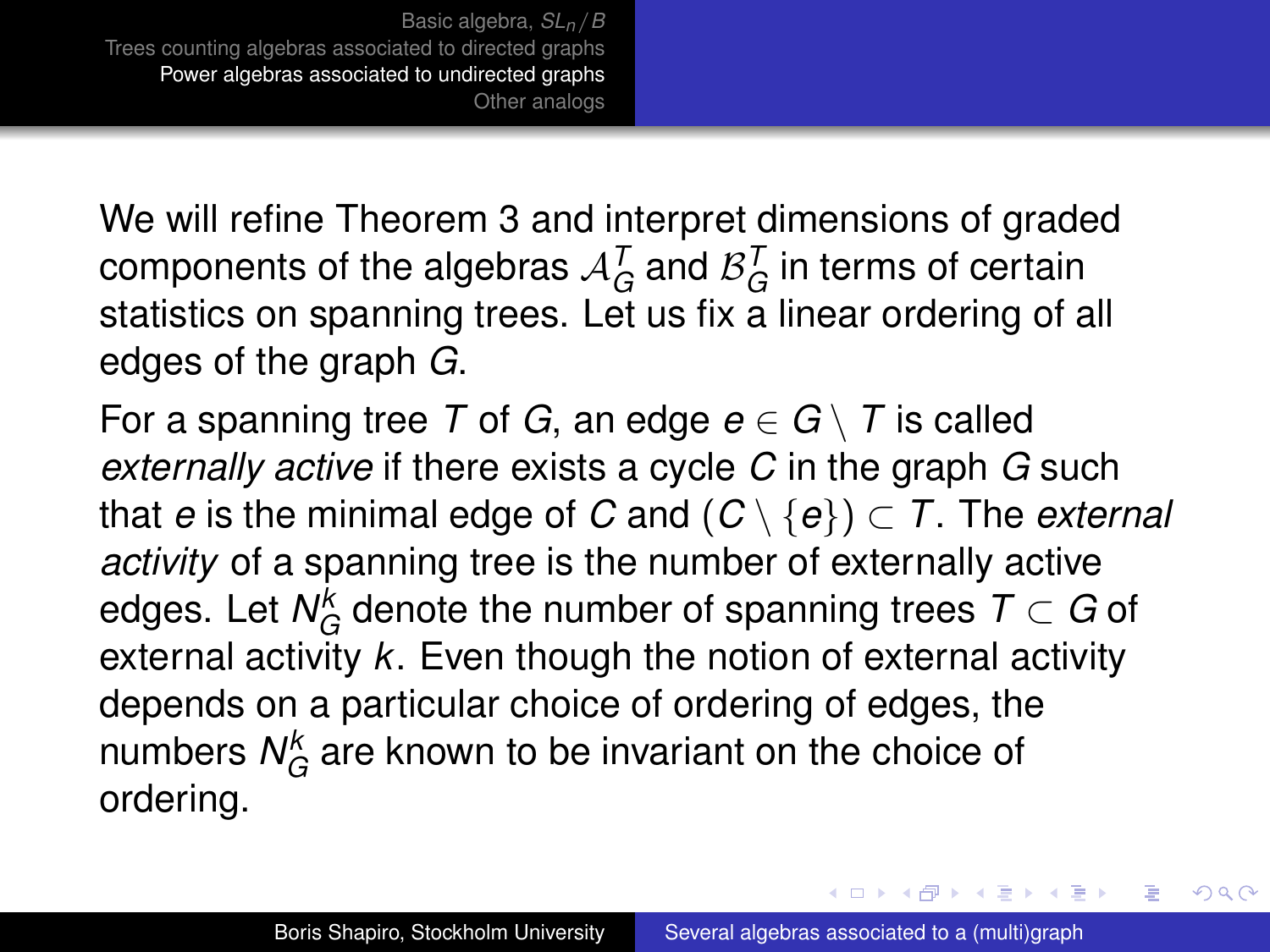We will refine Theorem 3 and interpret dimensions of graded components of the algebras $\mathcal{A}_G^T$ and $\mathcal{B}_G^T$ in terms of certain statistics on spanning trees. Let us fix a linear ordering of all edges of the graph $G$.

For a spanning tree $T$ of $G$, an edge $e \in G \setminus T$ is called *externally active* if there exists a cycle $C$ in the graph $G$ such that $e$ is the minimal edge of $C$ and $(C \setminus \{e\}) \subset T$. The *external activity* of a spanning tree is the number of externally active edges. Let $N_G^k$ denote the number of spanning trees $T \subset G$ of external activity $k$. Even though the notion of external activity depends on a particular choice of ordering of edges, the numbers $N_G^k$ are known to be invariant on the choice of ordering.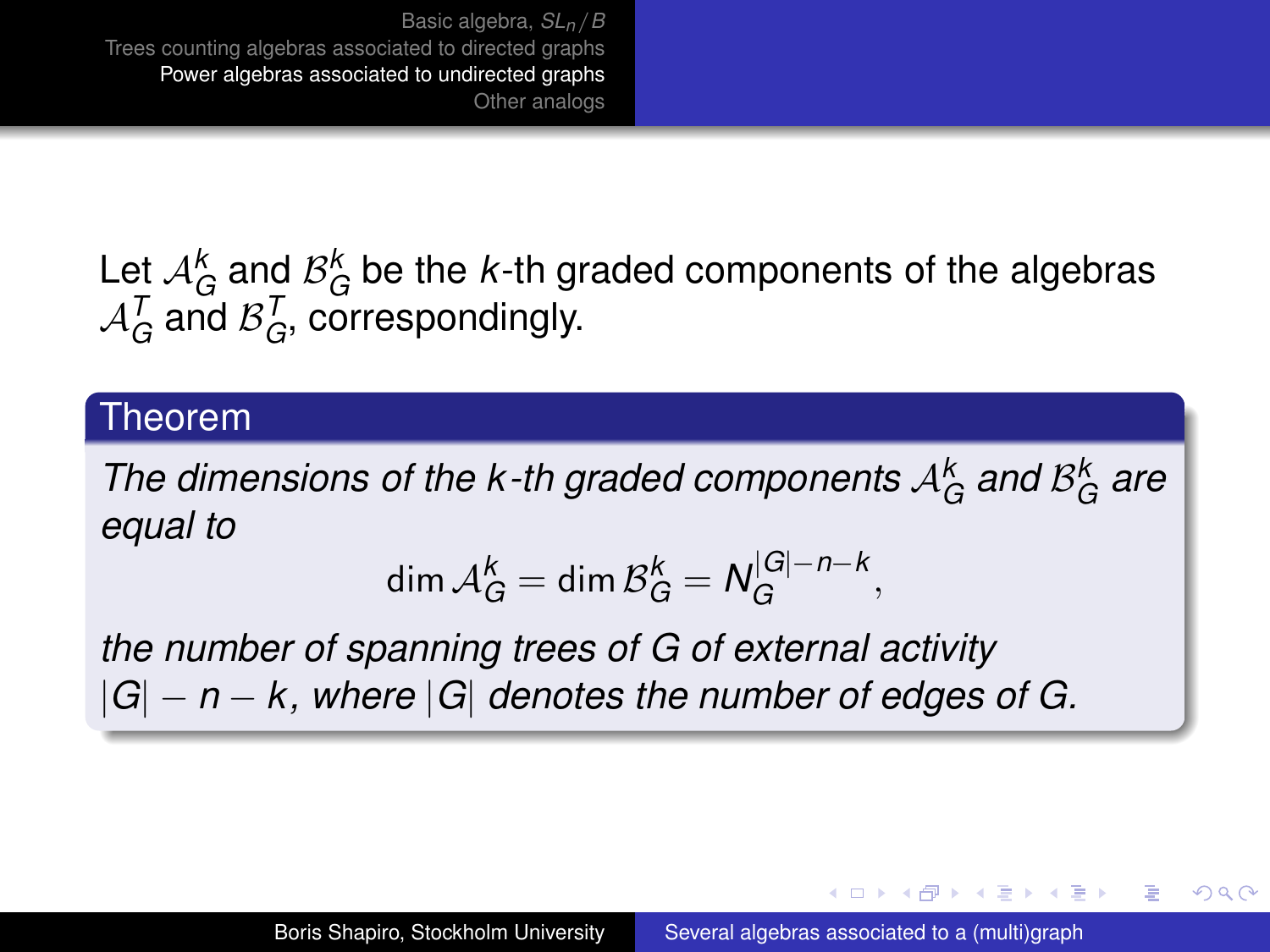Let $\mathcal{A}_G^k$ and $\mathcal{B}_G^k$ be the $k$-th graded components of the algebras $\mathcal{A}_G^T$ and $\mathcal{B}_G^T$, correspondingly.

**Theorem**

*The dimensions of the $k$-th graded components $\mathcal{A}_G^k$ and $\mathcal{B}_G^k$ are equal to*

$$\dim \mathcal{A}_G^k = \dim \mathcal{B}_G^k = N_G^{|G|-n-k},$$

*the number of spanning trees of $G$ of external activity $|G| - n - k$, where $|G|$ denotes the number of edges of $G$.*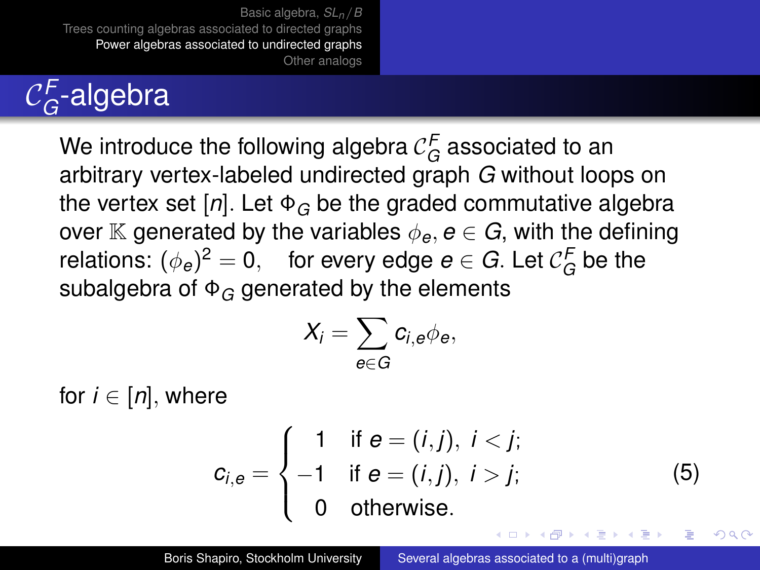# $\mathcal{C}_G^F$-algebra

We introduce the following algebra $\mathcal{C}_G^F$ associated to an arbitrary vertex-labeled undirected graph $G$ without loops on the vertex set $[n]$. Let $\Phi_G$ be the graded commutative algebra over $\mathbb{K}$ generated by the variables $\phi_e, e \in G$, with the defining relations: $(\phi_e)^2 = 0$, for every edge $e \in G$. Let $\mathcal{C}_G^F$ be the subalgebra of $\Phi_G$ generated by the elements

$$X_i = \sum_{e \in G} c_{i,e} \phi_e,$$

for $i \in [n]$, where

$$c_{i,e} = \begin{cases} 1 & \text{if } e = (i,j),\ i < j; \\ -1 & \text{if } e = (i,j),\ i > j; \\ 0 & \text{otherwise.} \end{cases} \tag{5}$$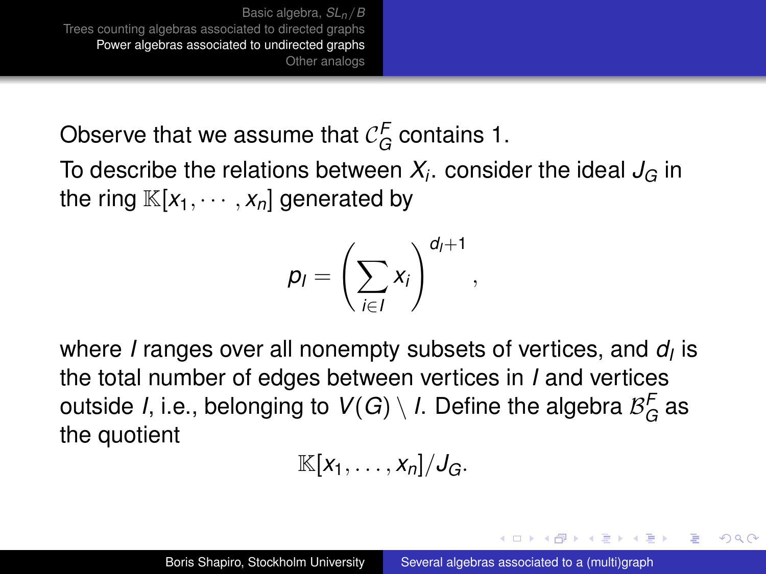Observe that we assume that $\mathcal{C}_G^F$ contains 1.

To describe the relations between $X_i$. consider the ideal $J_G$ in the ring $\mathbb{K}[x_1, \cdots, x_n]$ generated by

$$p_I = \left(\sum_{i \in I} x_i\right)^{d_I + 1},$$

where $I$ ranges over all nonempty subsets of vertices, and $d_I$ is the total number of edges between vertices in $I$ and vertices outside $I$, i.e., belonging to $V(G) \setminus I$. Define the algebra $\mathcal{B}_G^F$ as the quotient

$$\mathbb{K}[x_1, \ldots, x_n]/J_G.$$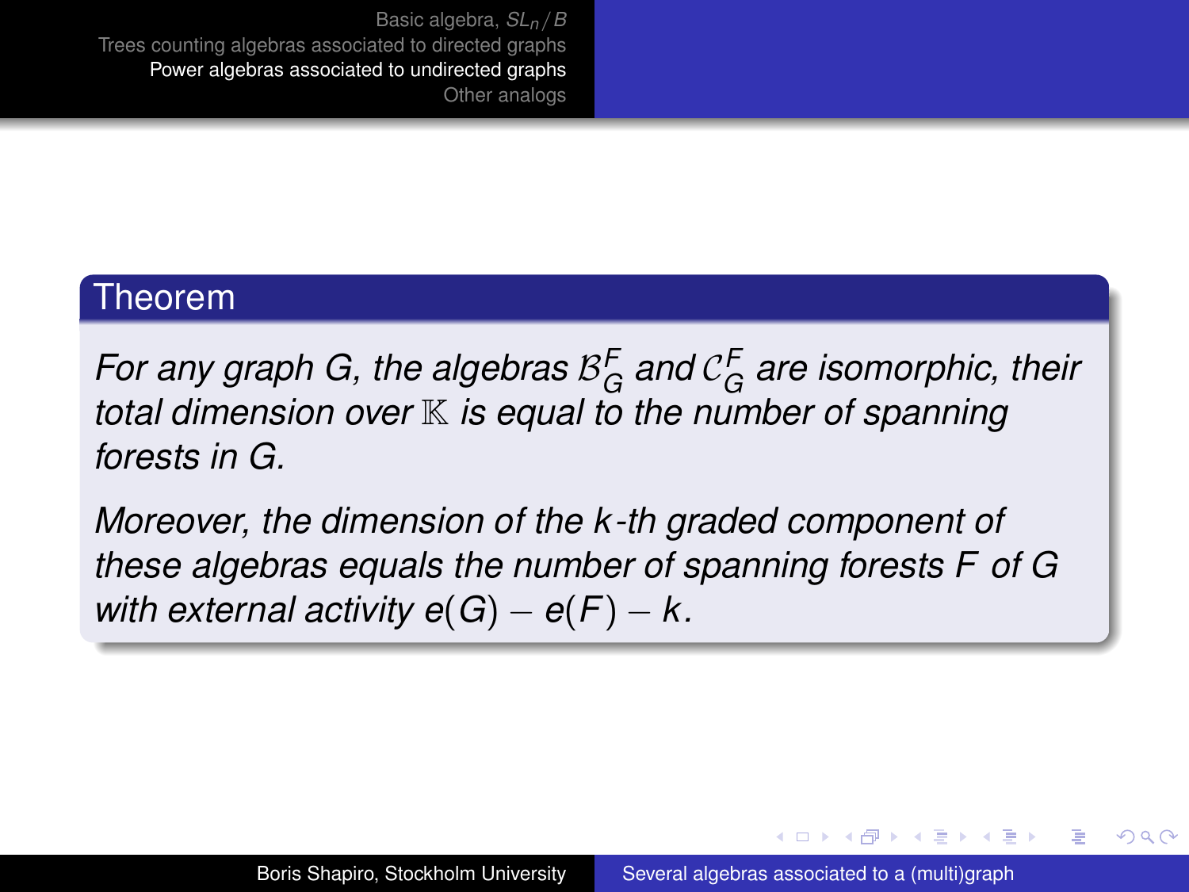**Theorem**

*For any graph G, the algebras $\mathcal{B}_G^F$ and $\mathcal{C}_G^F$ are isomorphic, their total dimension over $\mathbb{K}$ is equal to the number of spanning forests in G.*

*Moreover, the dimension of the $k$-th graded component of these algebras equals the number of spanning forests $F$ of $G$ with external activity $e(G) - e(F) - k$.*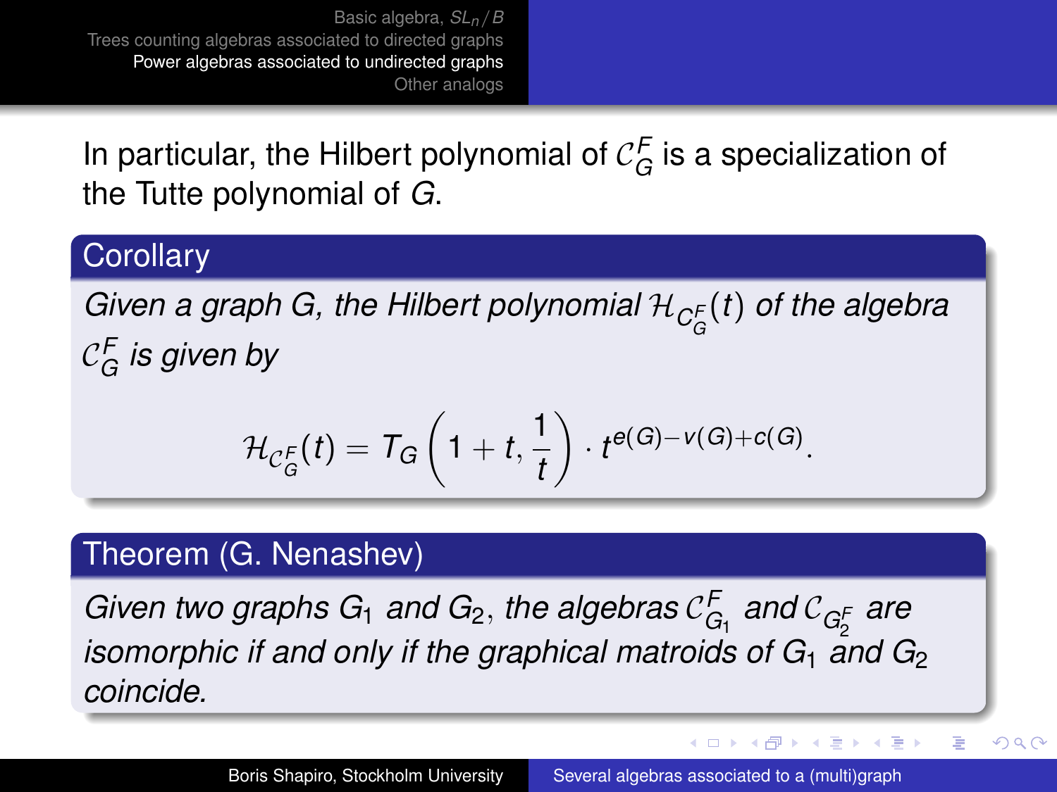In particular, the Hilbert polynomial of $\mathcal{C}_G^F$ is a specialization of the Tutte polynomial of $G$.

**Corollary**

*Given a graph G, the Hilbert polynomial $\mathcal{H}_{\mathcal{C}_G^F}(t)$ of the algebra $\mathcal{C}_G^F$ is given by*

$$\mathcal{H}_{\mathcal{C}_G^F}(t) = T_G\left(1+t, \frac{1}{t}\right) \cdot t^{e(G)-v(G)+c(G)}.$$

**Theorem (G. Nenashev)**

*Given two graphs $G_1$ and $G_2$, the algebras $\mathcal{C}_{G_1}^F$ and $\mathcal{C}_{G_2^F}$ are isomorphic if and only if the graphical matroids of $G_1$ and $G_2$ coincide.*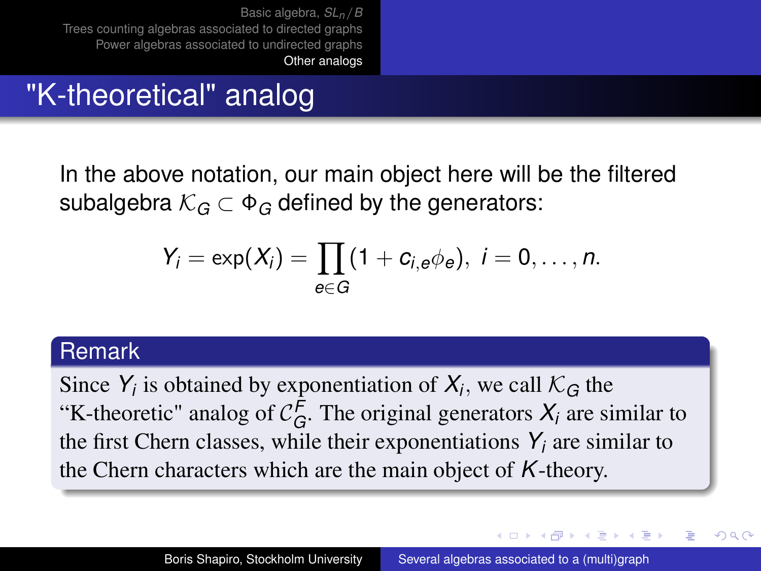# "K-theoretical" analog

In the above notation, our main object here will be the filtered subalgebra $\mathcal{K}_G \subset \Phi_G$ defined by the generators:

$$Y_i = \exp(X_i) = \prod_{e \in G} (1 + c_{i,e}\phi_e), \; i = 0, \ldots, n.$$

## Remark

Since $Y_i$ is obtained by exponentiation of $X_i$, we call $\mathcal{K}_G$ the "K-theoretic" analog of $\mathcal{C}_G^F$. The original generators $X_i$ are similar to the first Chern classes, while their exponentiations $Y_i$ are similar to the Chern characters which are the main object of $K$-theory.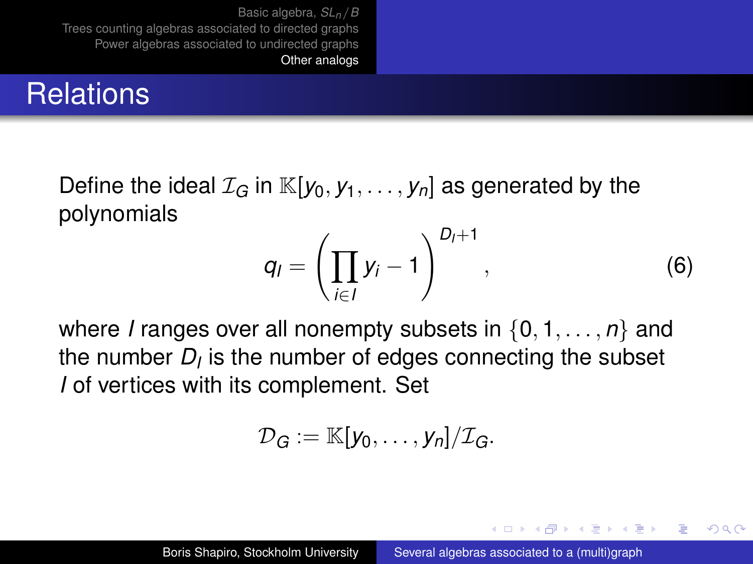# Relations

Define the ideal $\mathcal{I}_G$ in $\mathbb{K}[y_0, y_1, \ldots, y_n]$ as generated by the polynomials

$$q_I = \left( \prod_{i \in I} y_i - 1 \right)^{D_I + 1}, \tag{6}$$

where $I$ ranges over all nonempty subsets in $\{0, 1, \ldots, n\}$ and the number $D_I$ is the number of edges connecting the subset $I$ of vertices with its complement. Set

$$\mathcal{D}_G := \mathbb{K}[y_0, \ldots, y_n]/\mathcal{I}_G.$$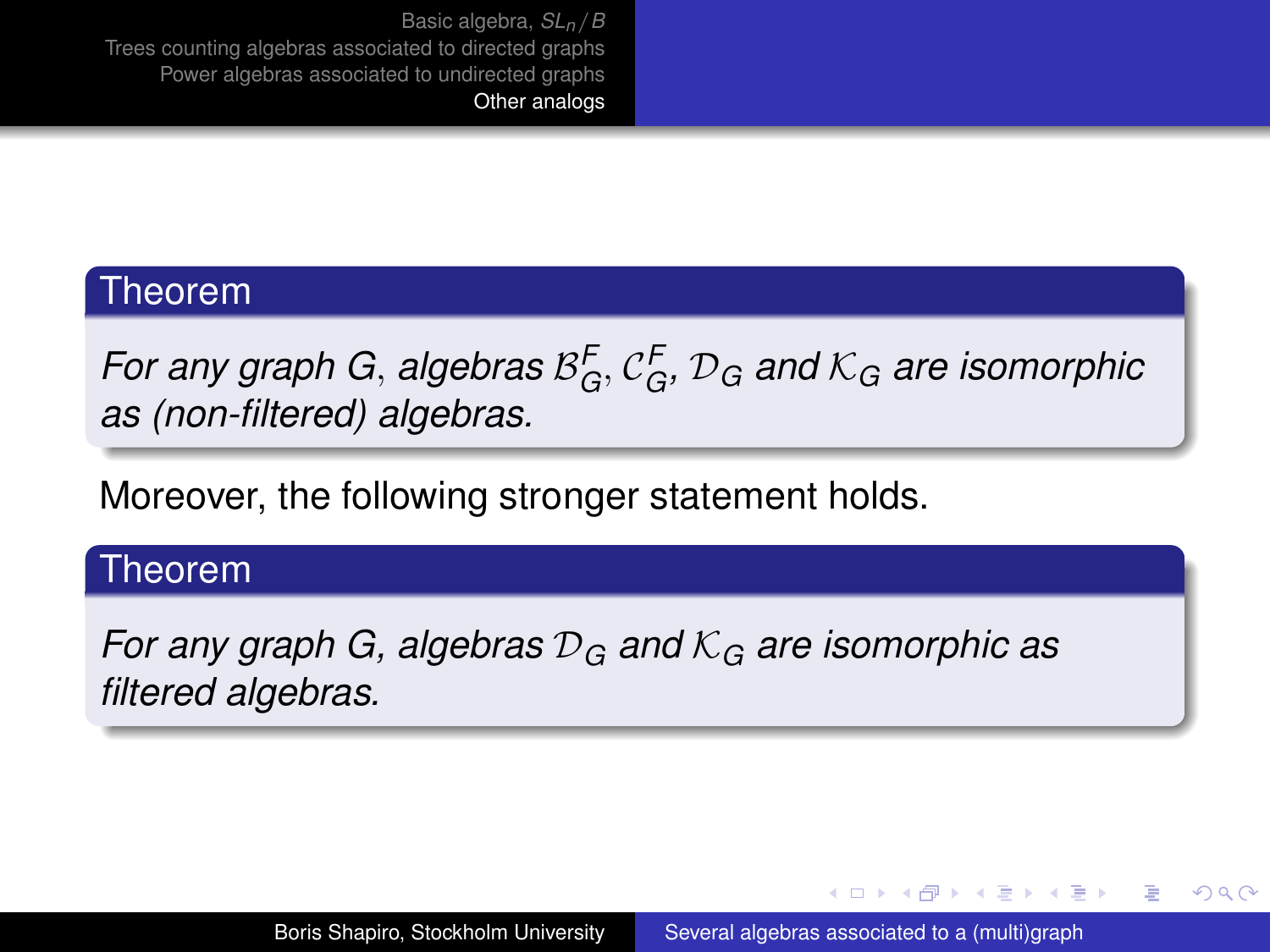**Theorem**

*For any graph G, algebras $\mathcal{B}_G^F$, $\mathcal{C}_G^F$, $\mathcal{D}_G$ and $\mathcal{K}_G$ are isomorphic as (non-filtered) algebras.*

Moreover, the following stronger statement holds.

**Theorem**

*For any graph G, algebras $\mathcal{D}_G$ and $\mathcal{K}_G$ are isomorphic as filtered algebras.*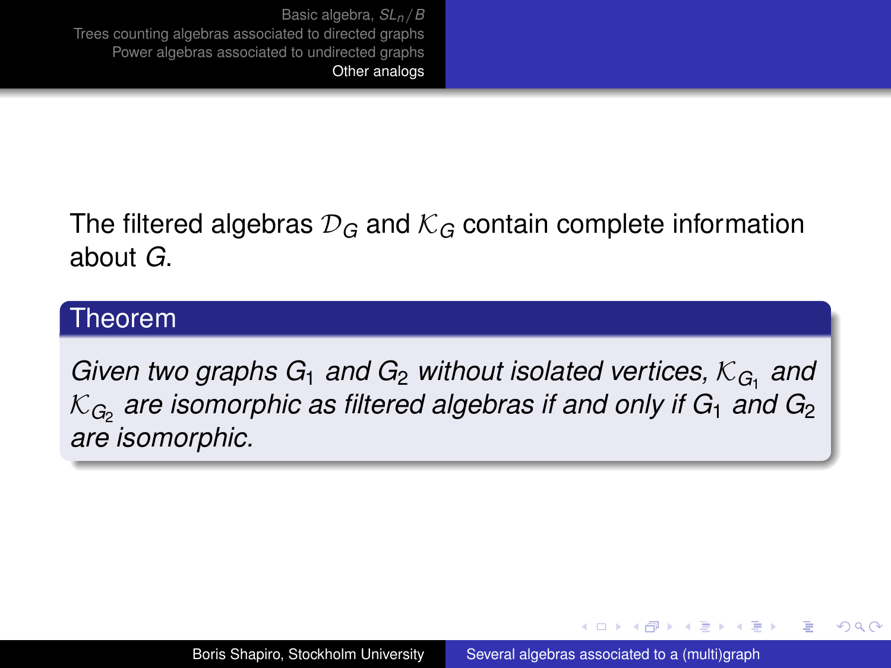The filtered algebras $\mathcal{D}_G$ and $\mathcal{K}_G$ contain complete information about $G$.

**Theorem**

*Given two graphs $G_1$ and $G_2$ without isolated vertices, $\mathcal{K}_{G_1}$ and $\mathcal{K}_{G_2}$ are isomorphic as filtered algebras if and only if $G_1$ and $G_2$ are isomorphic.*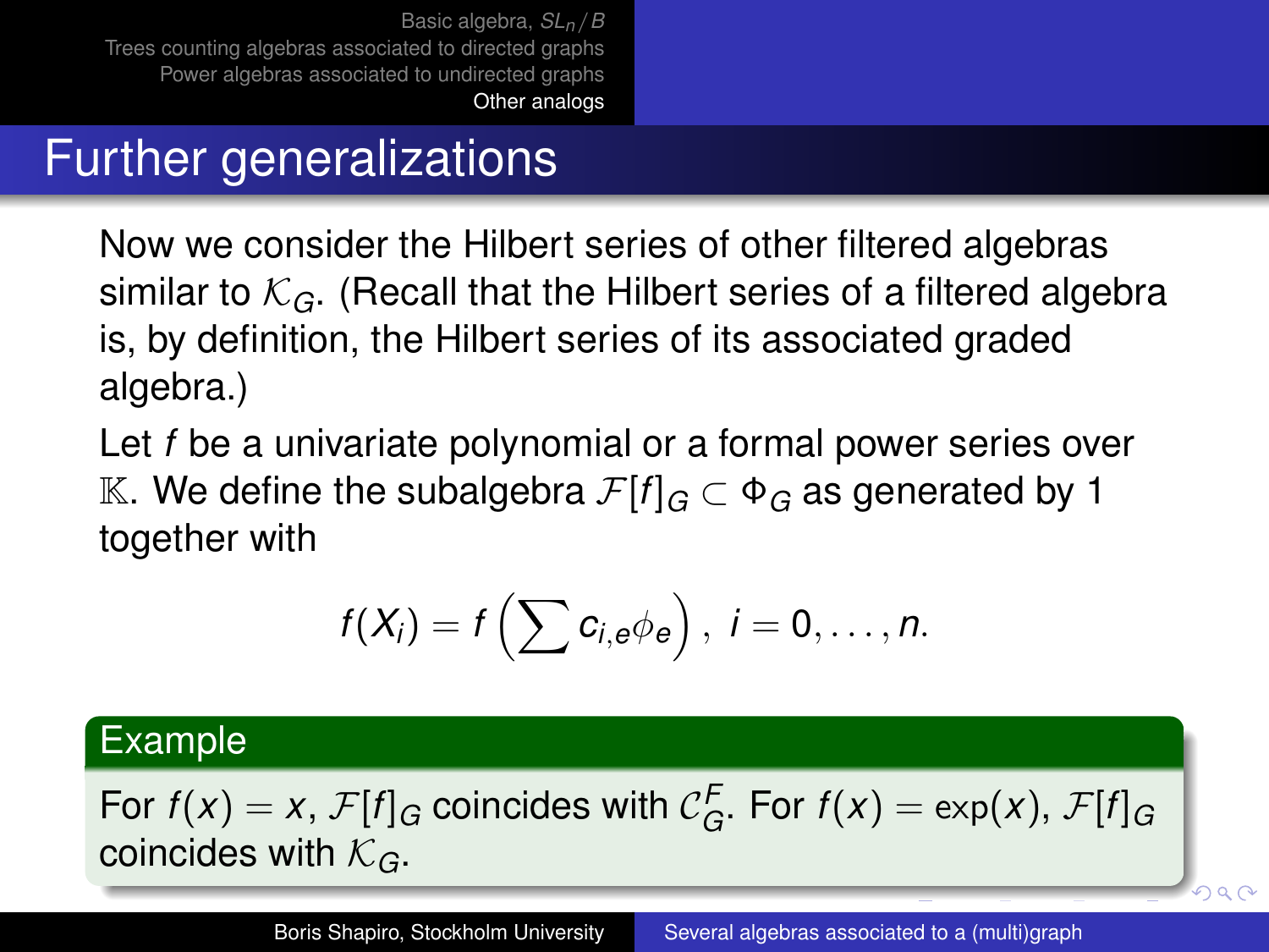# Further generalizations

Now we consider the Hilbert series of other filtered algebras similar to $\mathcal{K}_G$. (Recall that the Hilbert series of a filtered algebra is, by definition, the Hilbert series of its associated graded algebra.)

Let $f$ be a univariate polynomial or a formal power series over $\mathbb{K}$. We define the subalgebra $\mathcal{F}[f]_G \subset \Phi_G$ as generated by 1 together with

$$f(X_i) = f\left(\sum c_{i,e}\phi_e\right),\ i = 0, \dots, n.$$

**Example**

For $f(x) = x$, $\mathcal{F}[f]_G$ coincides with $\mathcal{C}_G^F$. For $f(x) = \exp(x)$, $\mathcal{F}[f]_G$ coincides with $\mathcal{K}_G$.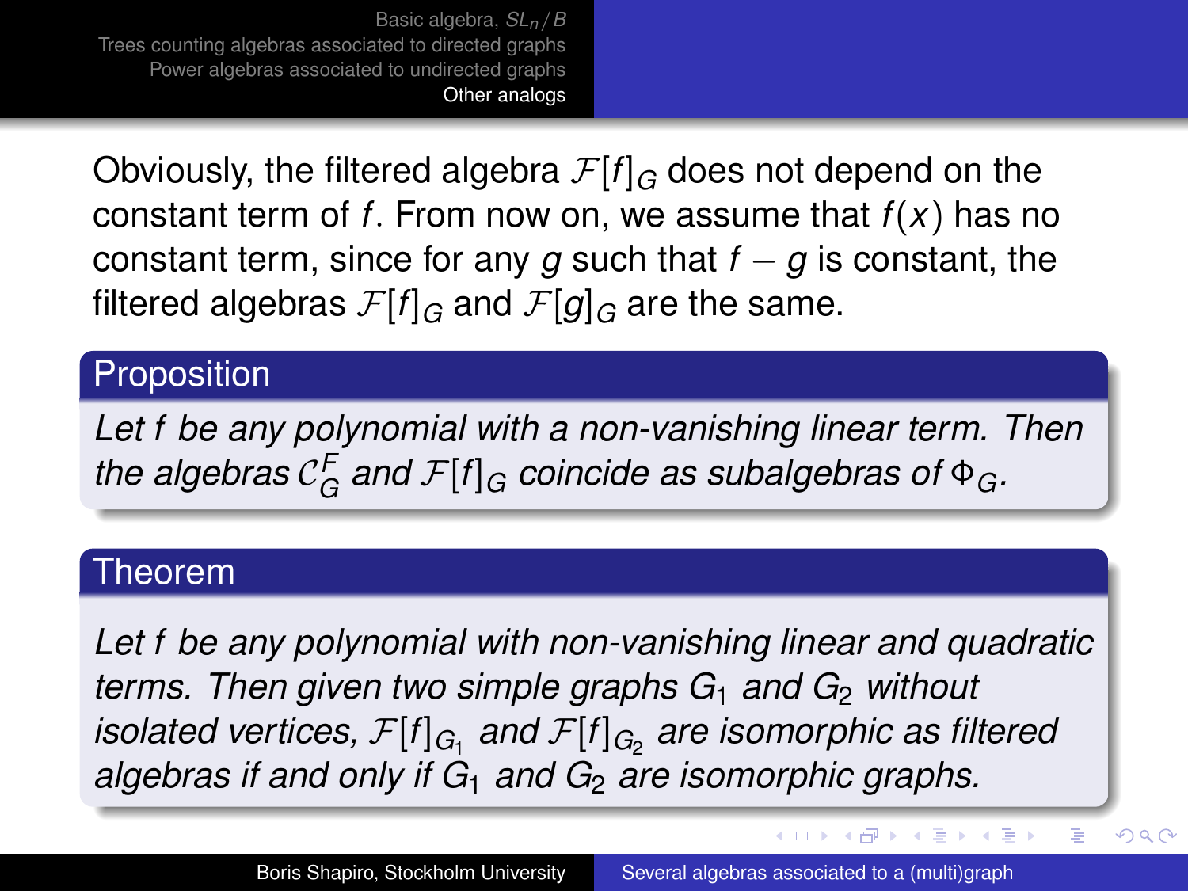Obviously, the filtered algebra $\mathcal{F}[f]_G$ does not depend on the constant term of $f$. From now on, we assume that $f(x)$ has no constant term, since for any $g$ such that $f - g$ is constant, the filtered algebras $\mathcal{F}[f]_G$ and $\mathcal{F}[g]_G$ are the same.

**Proposition**

*Let $f$ be any polynomial with a non-vanishing linear term. Then the algebras $\mathcal{C}_G^F$ and $\mathcal{F}[f]_G$ coincide as subalgebras of $\Phi_G$.*

**Theorem**

*Let $f$ be any polynomial with non-vanishing linear and quadratic terms. Then given two simple graphs $G_1$ and $G_2$ without isolated vertices, $\mathcal{F}[f]_{G_1}$ and $\mathcal{F}[f]_{G_2}$ are isomorphic as filtered algebras if and only if $G_1$ and $G_2$ are isomorphic graphs.*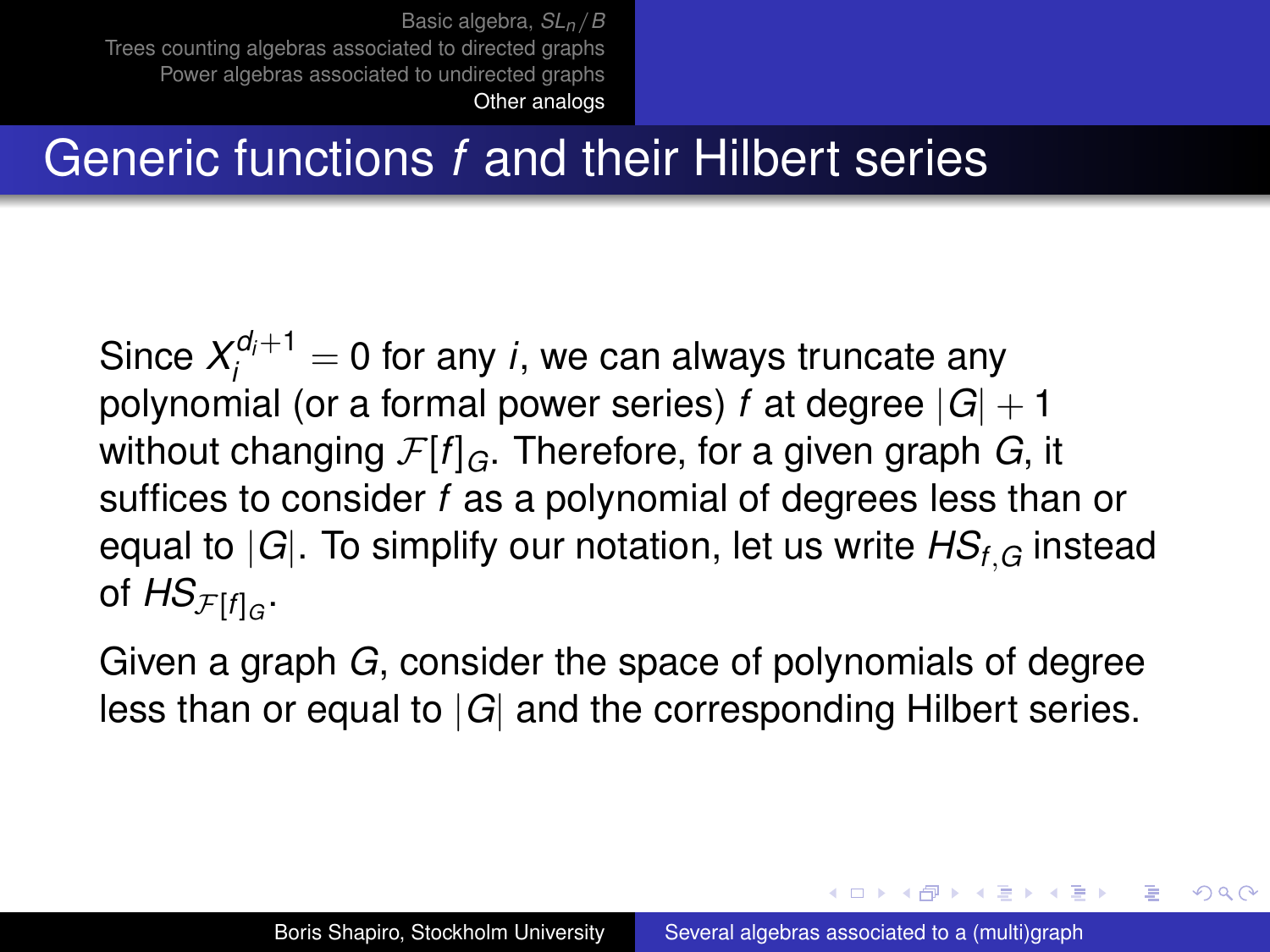## Generic functions $f$ and their Hilbert series

Since $X_i^{d_i+1} = 0$ for any $i$, we can always truncate any polynomial (or a formal power series) $f$ at degree $|G| + 1$ without changing $\mathcal{F}[f]_G$. Therefore, for a given graph $G$, it suffices to consider $f$ as a polynomial of degrees less than or equal to $|G|$. To simplify our notation, let us write $HS_{f,G}$ instead of $HS_{\mathcal{F}[f]_G}$.

Given a graph $G$, consider the space of polynomials of degree less than or equal to $|G|$ and the corresponding Hilbert series.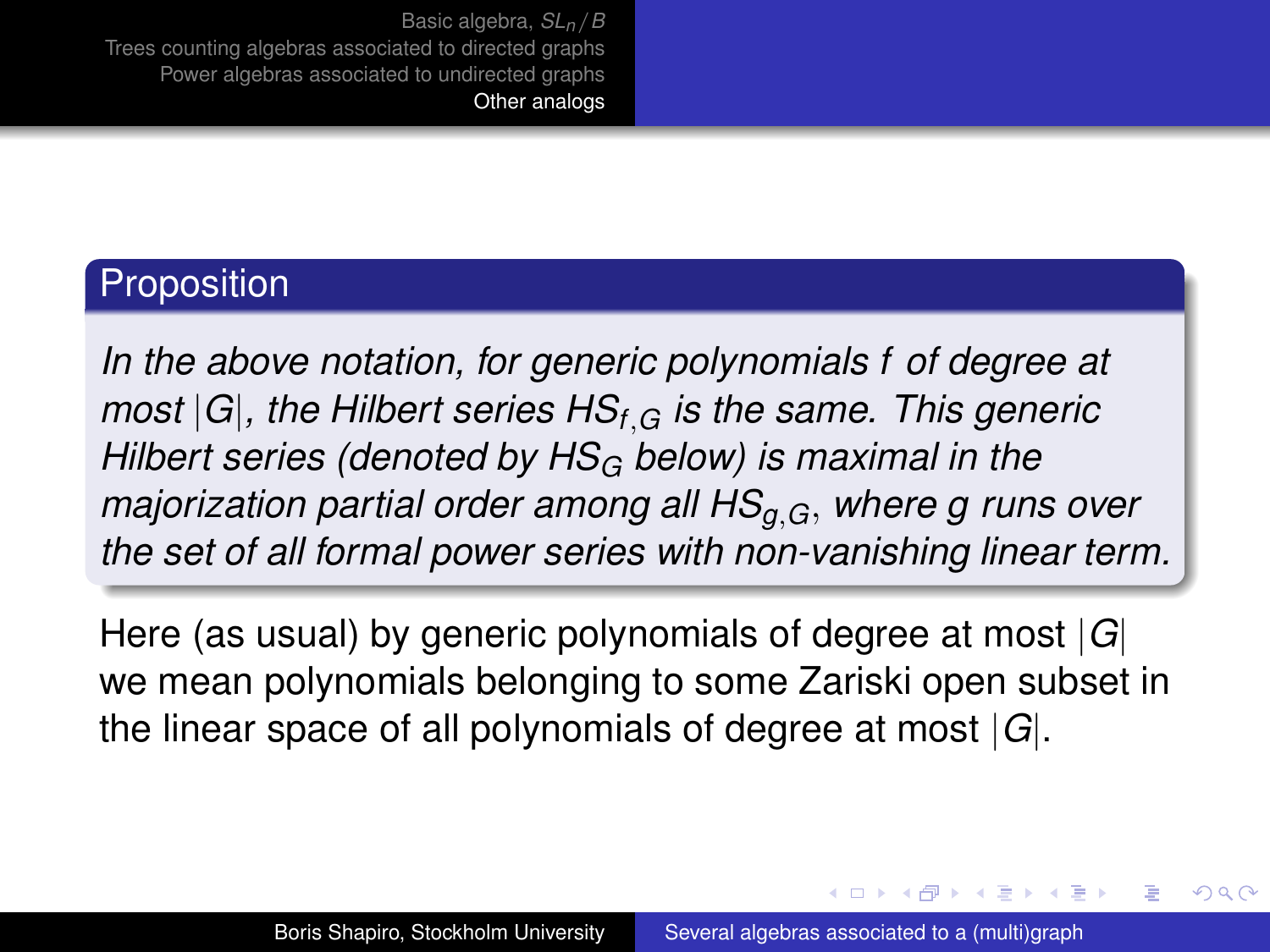### Proposition

*In the above notation, for generic polynomials $f$ of degree at most $|G|$, the Hilbert series $HS_{f,G}$ is the same. This generic Hilbert series (denoted by $HS_G$ below) is maximal in the majorization partial order among all $HS_{g,G}$, where $g$ runs over the set of all formal power series with non-vanishing linear term.*

Here (as usual) by generic polynomials of degree at most $|G|$ we mean polynomials belonging to some Zariski open subset in the linear space of all polynomials of degree at most $|G|$.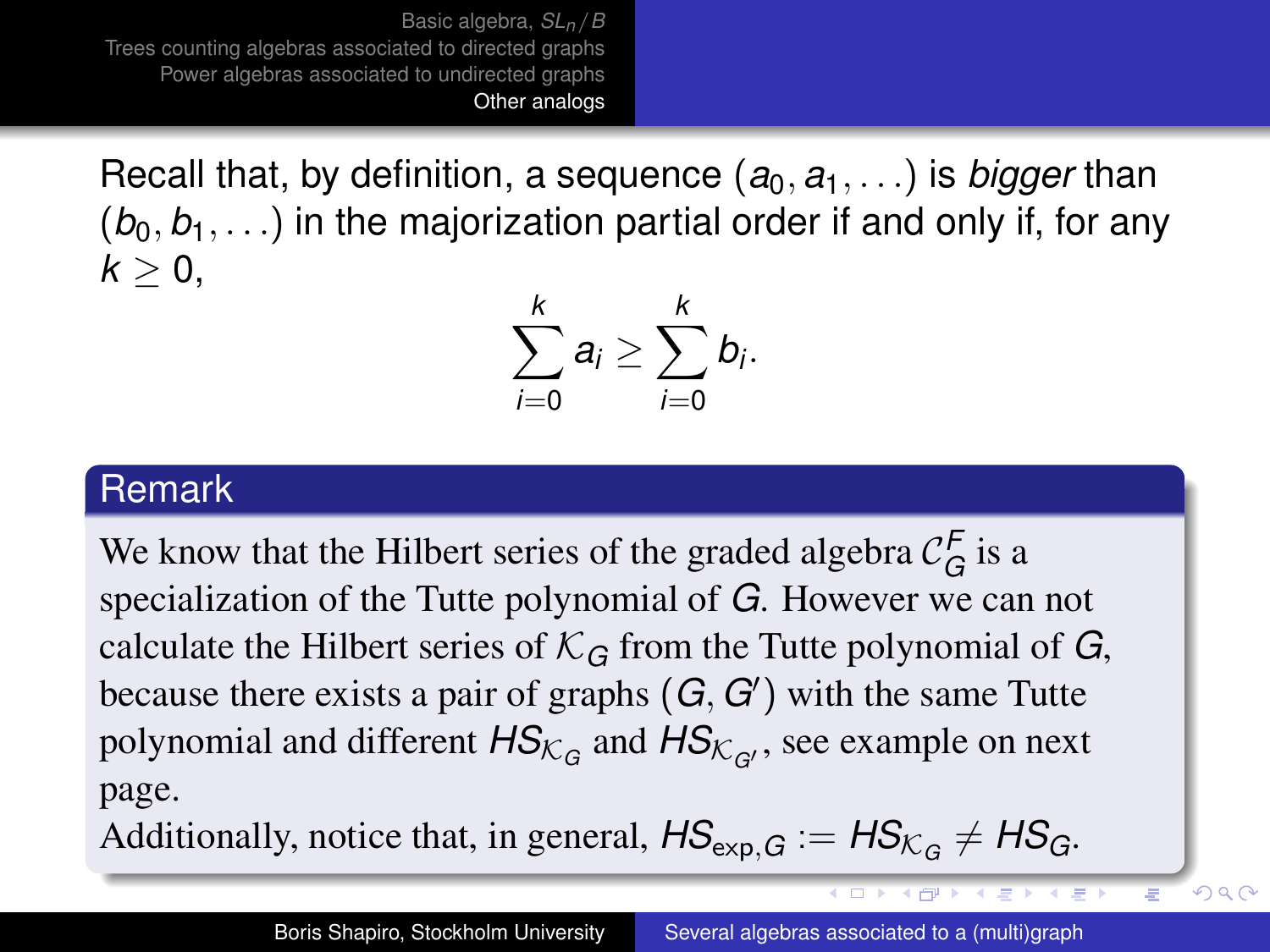Recall that, by definition, a sequence $(a_0, a_1, \dots)$ is *bigger* than $(b_0, b_1, \dots)$ in the majorization partial order if and only if, for any $k \geq 0$,

$$\sum_{i=0}^{k} a_i \geq \sum_{i=0}^{k} b_i.$$

### Remark

We know that the Hilbert series of the graded algebra $\mathcal{C}_G^F$ is a specialization of the Tutte polynomial of $G$. However we can not calculate the Hilbert series of $\mathcal{K}_G$ from the Tutte polynomial of $G$, because there exists a pair of graphs $(G, G')$ with the same Tutte polynomial and different $HS_{\mathcal{K}_G}$ and $HS_{\mathcal{K}_{G'}}$, see example on next page.

Additionally, notice that, in general, $HS_{\exp,G} := HS_{\mathcal{K}_G} \neq HS_G$.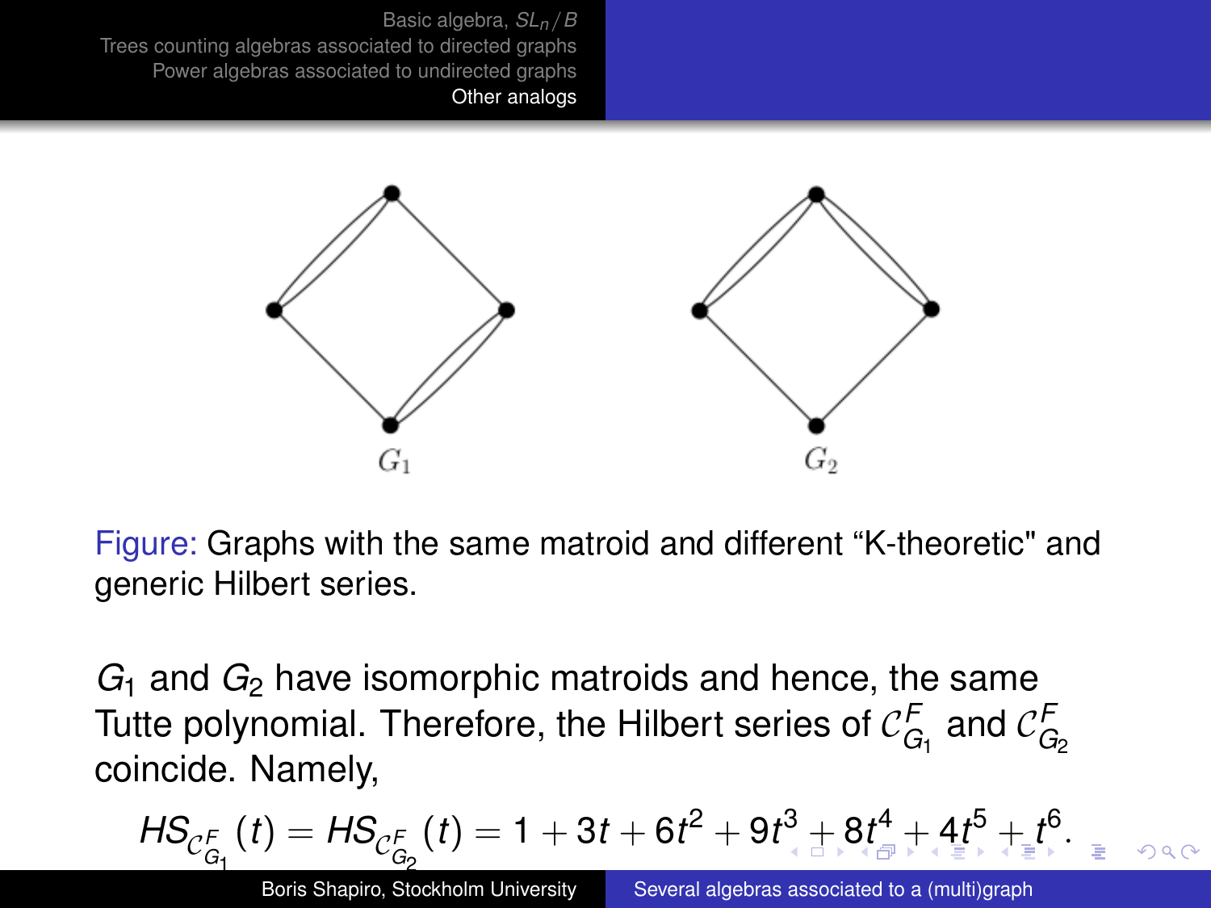$G_1$ $G_2$

Figure: Graphs with the same matroid and different “K-theoretic" and generic Hilbert series.

$G_1$ and $G_2$ have isomorphic matroids and hence, the same Tutte polynomial. Therefore, the Hilbert series of $\mathcal{C}^F_{G_1}$ and $\mathcal{C}^F_{G_2}$ coincide. Namely,

$$HS_{\mathcal{C}^F_{G_1}}(t) = HS_{\mathcal{C}^F_{G_2}}(t) = 1 + 3t + 6t^2 + 9t^3 + 8t^4 + 4t^5 + t^6.$$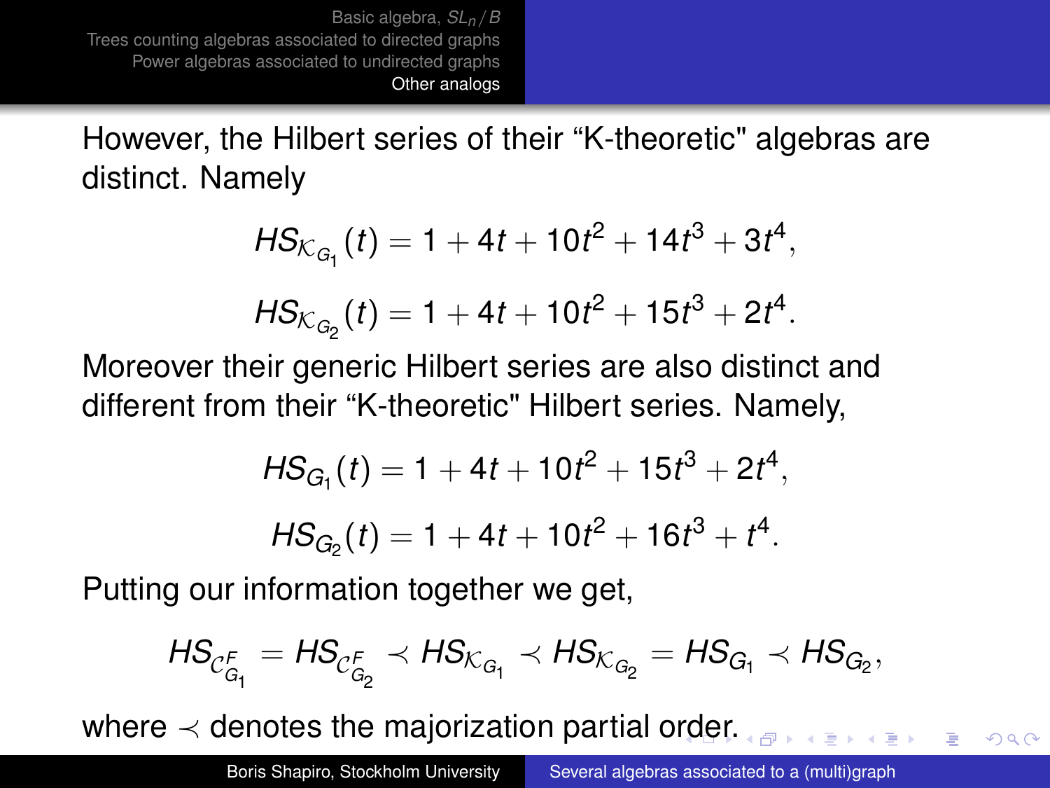However, the Hilbert series of their “K-theoretic" algebras are distinct. Namely

$$HS_{\mathcal{K}_{G_1}}(t) = 1 + 4t + 10t^2 + 14t^3 + 3t^4,$$

$$HS_{\mathcal{K}_{G_2}}(t) = 1 + 4t + 10t^2 + 15t^3 + 2t^4.$$

Moreover their generic Hilbert series are also distinct and different from their “K-theoretic" Hilbert series. Namely,

$$HS_{G_1}(t) = 1 + 4t + 10t^2 + 15t^3 + 2t^4,$$

$$HS_{G_2}(t) = 1 + 4t + 10t^2 + 16t^3 + t^4.$$

Putting our information together we get,

$$HS_{\mathcal{C}^F_{G_1}} = HS_{\mathcal{C}^F_{G_2}} \prec HS_{\mathcal{K}_{G_1}} \prec HS_{\mathcal{K}_{G_2}} = HS_{G_1} \prec HS_{G_2},$$

where $\prec$ denotes the majorization partial order.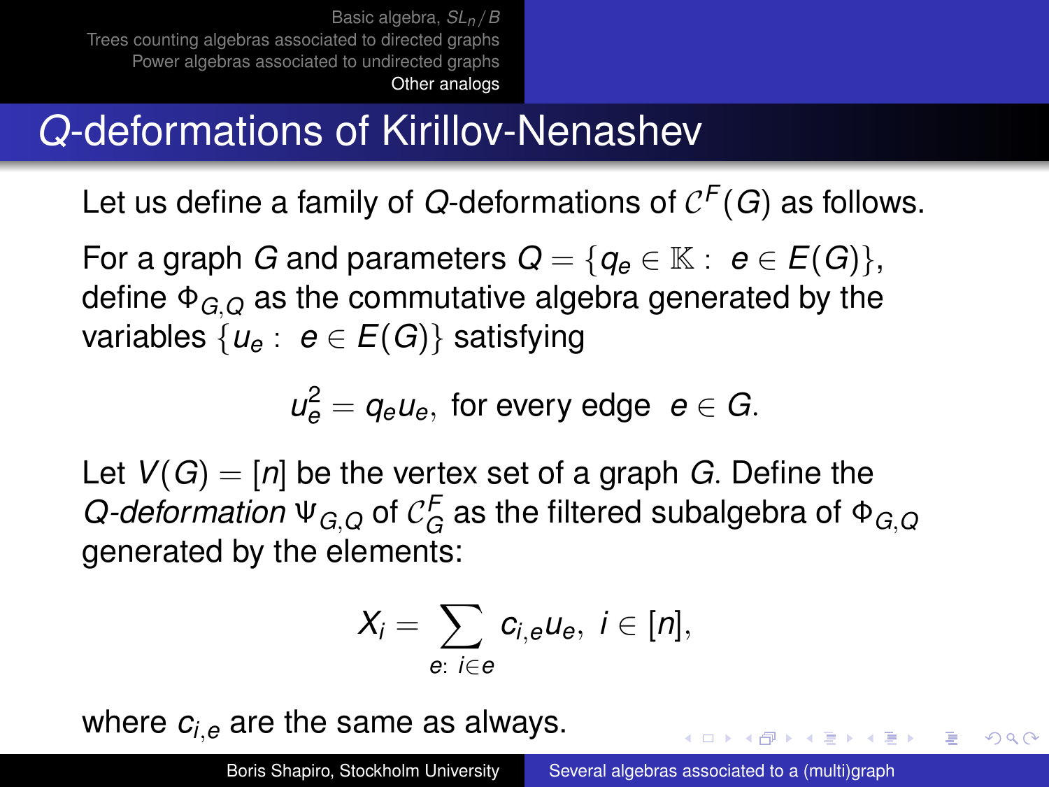## $Q$-deformations of Kirillov-Nenashev

Let us define a family of $Q$-deformations of $\mathcal{C}^F(G)$ as follows.

For a graph $G$ and parameters $Q = \{q_e \in \mathbb{K} : \ e \in E(G)\}$, define $\Phi_{G,Q}$ as the commutative algebra generated by the variables $\{u_e : \ e \in E(G)\}$ satisfying

$$u_e^2 = q_e u_e, \text{ for every edge } \ e \in G.$$

Let $V(G) = [n]$ be the vertex set of a graph $G$. Define the *$Q$-deformation* $\Psi_{G,Q}$ of $\mathcal{C}_G^F$ as the filtered subalgebra of $\Phi_{G,Q}$ generated by the elements:

$$X_i = \sum_{e:\ i \in e} c_{i,e} u_e, \ i \in [n],$$

where $c_{i,e}$ are the same as always.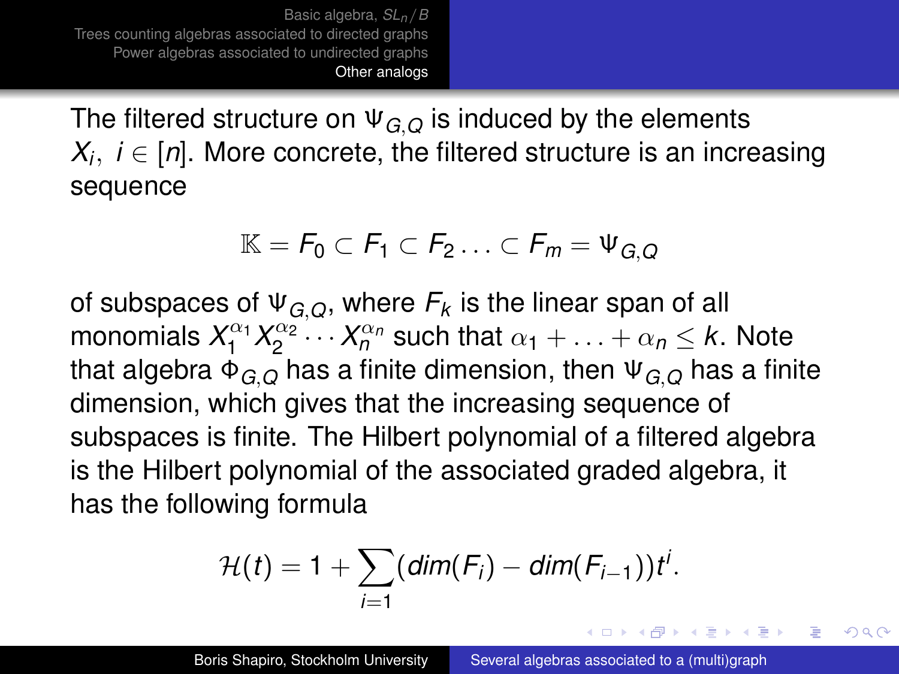The filtered structure on $\Psi_{G,Q}$ is induced by the elements $X_i,\ i \in [n]$. More concrete, the filtered structure is an increasing sequence

$$\mathbb{K} = F_0 \subset F_1 \subset F_2 \ldots \subset F_m = \Psi_{G,Q}$$

of subspaces of $\Psi_{G,Q}$, where $F_k$ is the linear span of all monomials $X_1^{\alpha_1} X_2^{\alpha_2} \cdots X_n^{\alpha_n}$ such that $\alpha_1 + \ldots + \alpha_n \leq k$. Note that algebra $\Phi_{G,Q}$ has a finite dimension, then $\Psi_{G,Q}$ has a finite dimension, which gives that the increasing sequence of subspaces is finite. The Hilbert polynomial of a filtered algebra is the Hilbert polynomial of the associated graded algebra, it has the following formula

$$\mathcal{H}(t) = 1 + \sum_{i=1} (dim(F_i) - dim(F_{i-1}))t^i.$$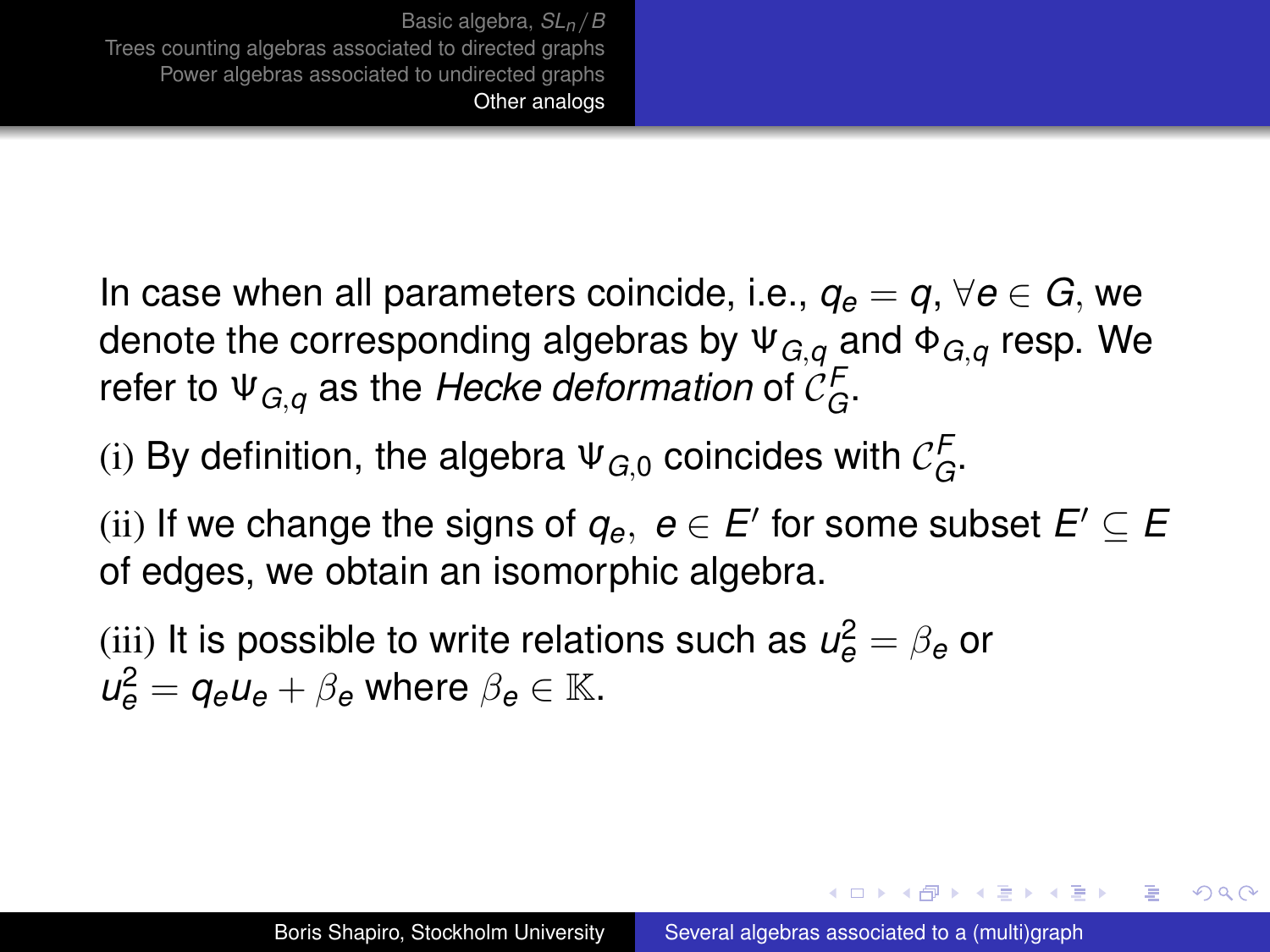In case when all parameters coincide, i.e., $q_e = q$, $\forall e \in G$, we denote the corresponding algebras by $\Psi_{G,q}$ and $\Phi_{G,q}$ resp. We refer to $\Psi_{G,q}$ as the *Hecke deformation* of $\mathcal{C}_G^F$.

(i) By definition, the algebra $\Psi_{G,0}$ coincides with $\mathcal{C}_G^F$.

(ii) If we change the signs of $q_e,\ e \in E'$ for some subset $E' \subseteq E$ of edges, we obtain an isomorphic algebra.

(iii) It is possible to write relations such as $u_e^2 = \beta_e$ or $u_e^2 = q_e u_e + \beta_e$ where $\beta_e \in \mathbb{K}$.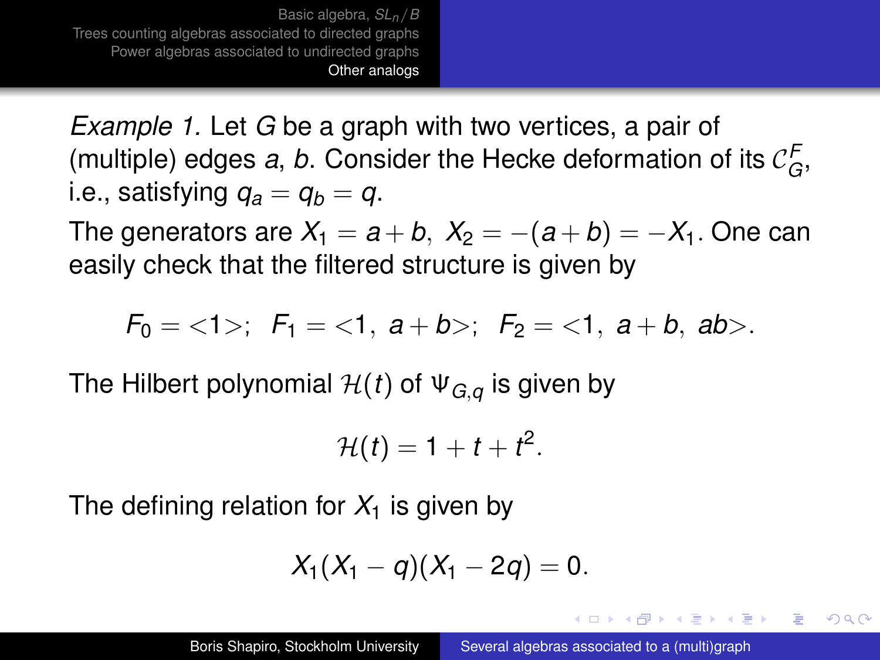*Example 1.* Let $G$ be a graph with two vertices, a pair of (multiple) edges $a$, $b$. Consider the Hecke deformation of its $\mathcal{C}_G^F$, i.e., satisfying $q_a = q_b = q$.

The generators are $X_1 = a + b,\ X_2 = -(a+b) = -X_1$. One can easily check that the filtered structure is given by

$$F_0 = <1>;\ \ F_1 = <1,\ a+b>;\ \ F_2 = <1,\ a+b,\ ab>.$$

The Hilbert polynomial $\mathcal{H}(t)$ of $\Psi_{G,q}$ is given by

$$\mathcal{H}(t) = 1 + t + t^2.$$

The defining relation for $X_1$ is given by

$$X_1(X_1 - q)(X_1 - 2q) = 0.$$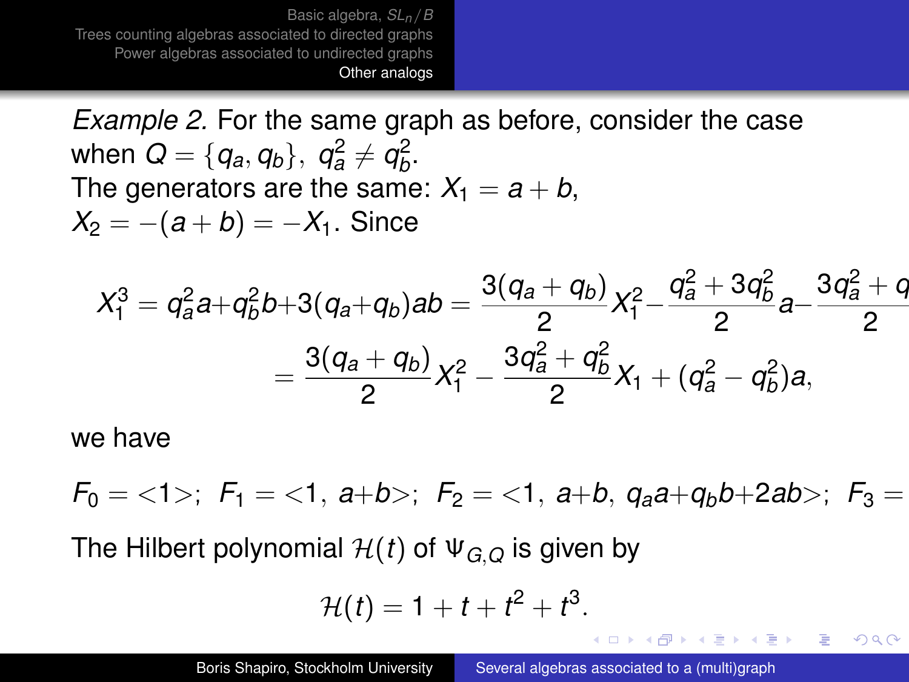*Example 2.* For the same graph as before, consider the case when $Q = \{q_a, q_b\},\ q_a^2 \neq q_b^2$.
The generators are the same: $X_1 = a + b$,
$X_2 = -(a+b) = -X_1$. Since

$$X_1^3 = q_a^2 a + q_b^2 b + 3(q_a + q_b)ab = \frac{3(q_a+q_b)}{2} X_1^2 - \frac{q_a^2 + 3q_b^2}{2} a - \frac{3q_a^2 + q}{2}$$

$$= \frac{3(q_a+q_b)}{2} X_1^2 - \frac{3q_a^2 + q_b^2}{2} X_1 + (q_a^2 - q_b^2)a,$$

we have

$$F_0 = <1>;\ \ F_1 = <1,\ a+b>;\ \ F_2 = <1,\ a+b,\ q_a a + q_b b + 2ab>;\ \ F_3 =$$

The Hilbert polynomial $\mathcal{H}(t)$ of $\Psi_{G,Q}$ is given by

$$\mathcal{H}(t) = 1 + t + t^2 + t^3.$$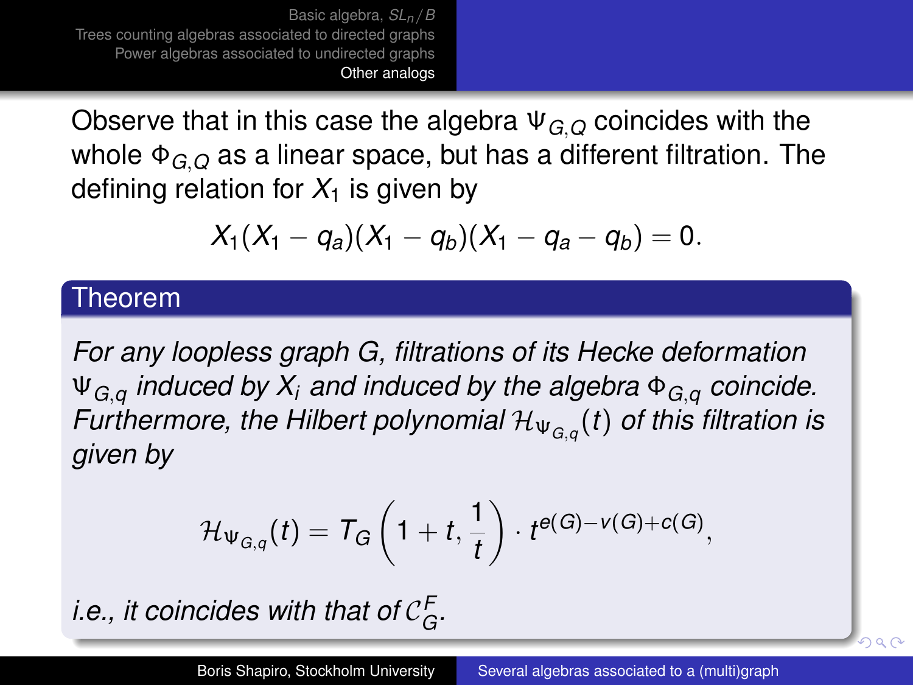Observe that in this case the algebra $\Psi_{G,Q}$ coincides with the whole $\Phi_{G,Q}$ as a linear space, but has a different filtration. The defining relation for $X_1$ is given by

$$X_1(X_1 - q_a)(X_1 - q_b)(X_1 - q_a - q_b) = 0.$$

**Theorem**

*For any loopless graph $G$, filtrations of its Hecke deformation $\Psi_{G,q}$ induced by $X_i$ and induced by the algebra $\Phi_{G,q}$ coincide. Furthermore, the Hilbert polynomial $\mathcal{H}_{\Psi_{G,q}}(t)$ of this filtration is given by*

$$\mathcal{H}_{\Psi_{G,q}}(t) = T_G\left(1 + t, \frac{1}{t}\right) \cdot t^{e(G)-v(G)+c(G)},$$

*i.e., it coincides with that of $\mathcal{C}_G^F$.*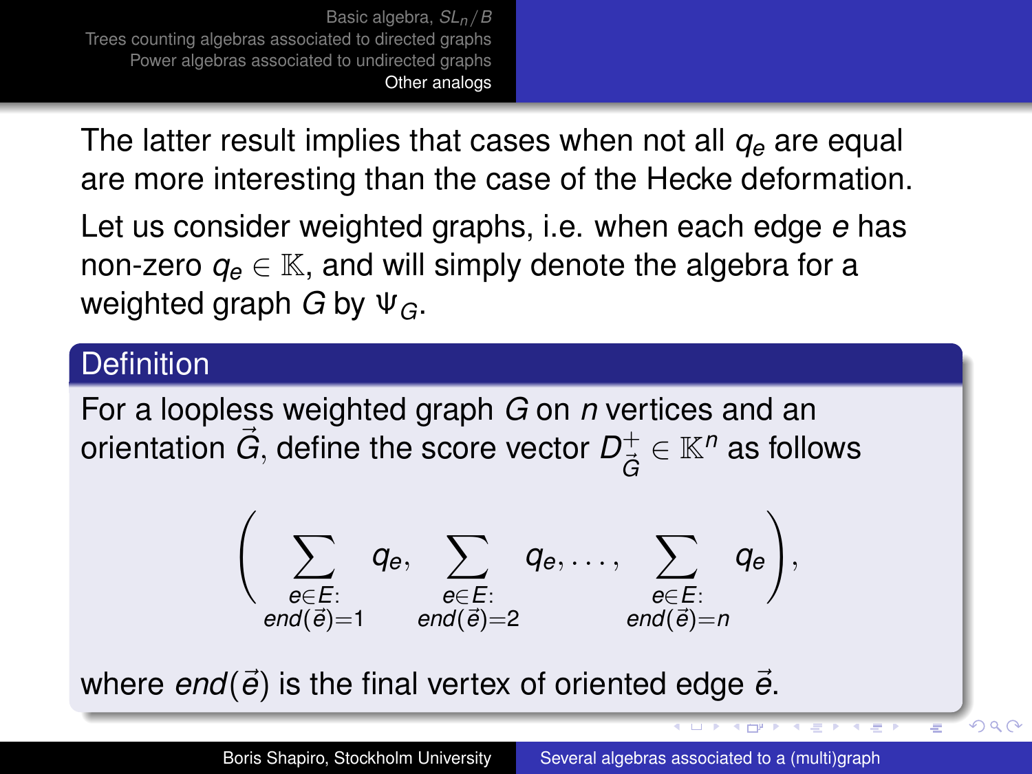The latter result implies that cases when not all $q_e$ are equal are more interesting than the case of the Hecke deformation.

Let us consider weighted graphs, i.e. when each edge $e$ has non-zero $q_e \in \mathbb{K}$, and will simply denote the algebra for a weighted graph $G$ by $\Psi_G$.

**Definition**

For a loopless weighted graph $G$ on $n$ vertices and an orientation $\vec{G}$, define the score vector $D^+_{\vec{G}} \in \mathbb{K}^n$ as follows

$$\left( \sum_{\substack{e \in E: \\ end(\vec{e})=1}} q_e, \sum_{\substack{e \in E: \\ end(\vec{e})=2}} q_e, \dots, \sum_{\substack{e \in E: \\ end(\vec{e})=n}} q_e \right),$$

where $end(\vec{e})$ is the final vertex of oriented edge $\vec{e}$.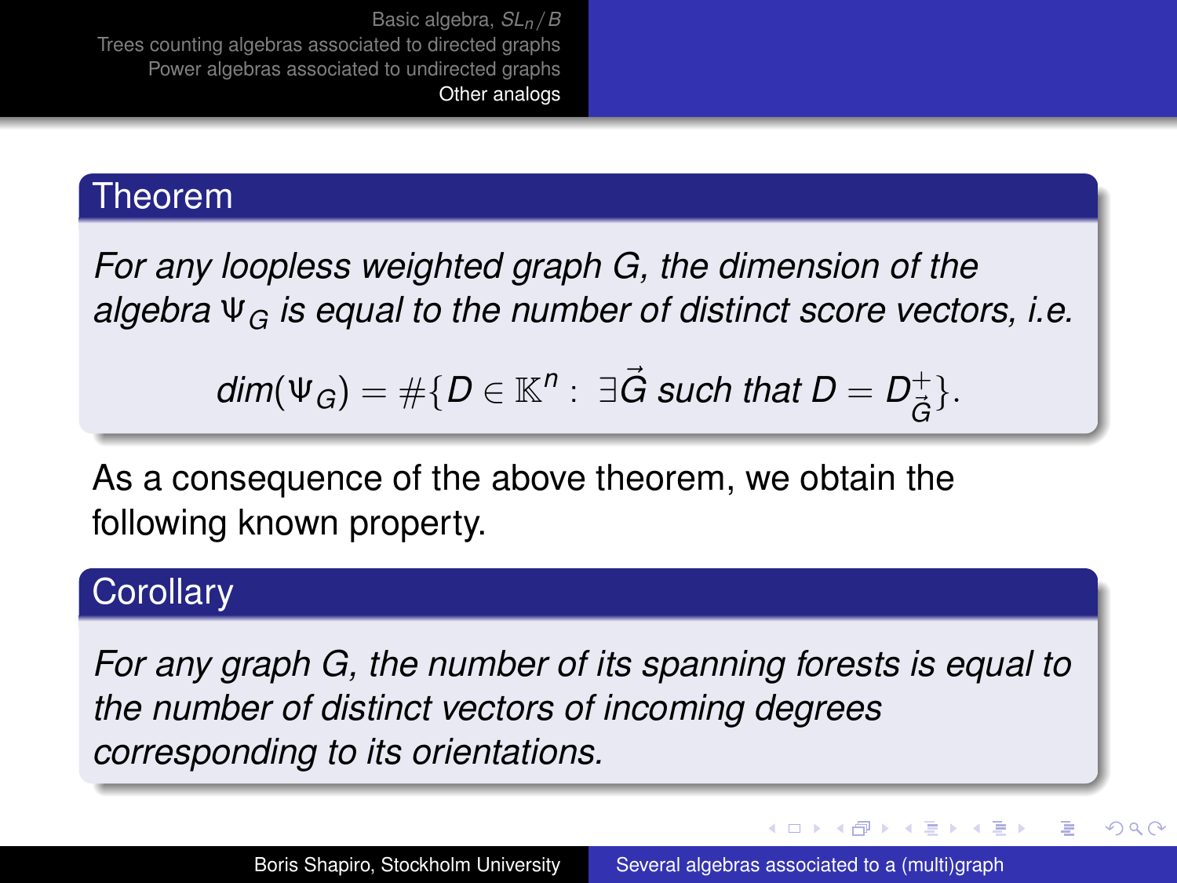**Theorem**

*For any loopless weighted graph $G$, the dimension of the algebra $\Psi_G$ is equal to the number of distinct score vectors, i.e.*

$$dim(\Psi_G) = \#\{D \in \mathbb{K}^n : \ \exists \vec{G} \text{ such that } D = D^{+}_{\vec{G}}\}.$$

As a consequence of the above theorem, we obtain the following known property.

**Corollary**

*For any graph $G$, the number of its spanning forests is equal to the number of distinct vectors of incoming degrees corresponding to its orientations.*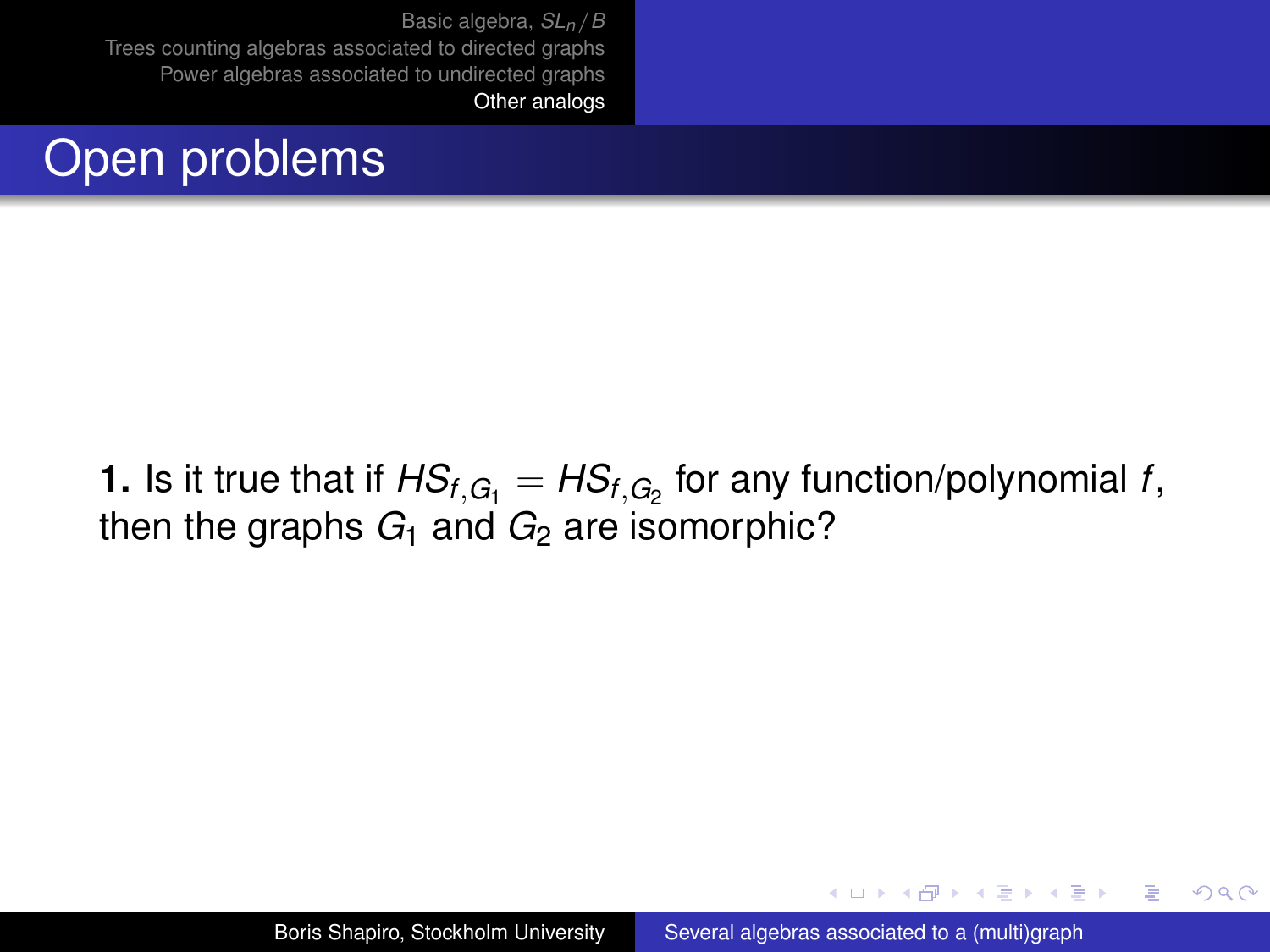## Open problems

**1.** Is it true that if $HS_{f,G_1} = HS_{f,G_2}$ for any function/polynomial $f$, then the graphs $G_1$ and $G_2$ are isomorphic?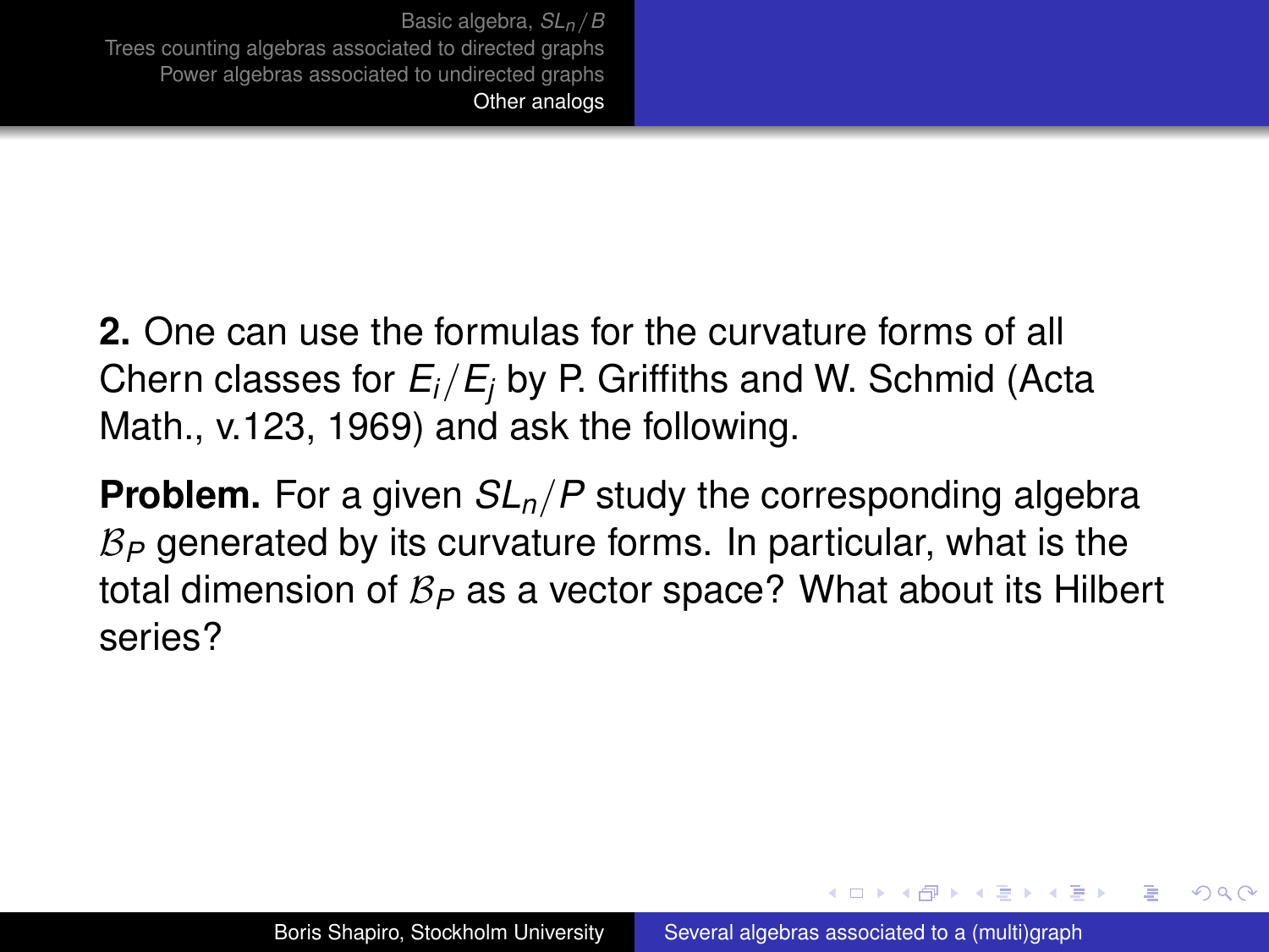**2.** One can use the formulas for the curvature forms of all Chern classes for $E_i/E_j$ by P. Griffiths and W. Schmid (Acta Math., v.123, 1969) and ask the following.

**Problem.** For a given $SL_n/P$ study the corresponding algebra $\mathcal{B}_P$ generated by its curvature forms. In particular, what is the total dimension of $\mathcal{B}_P$ as a vector space? What about its Hilbert series?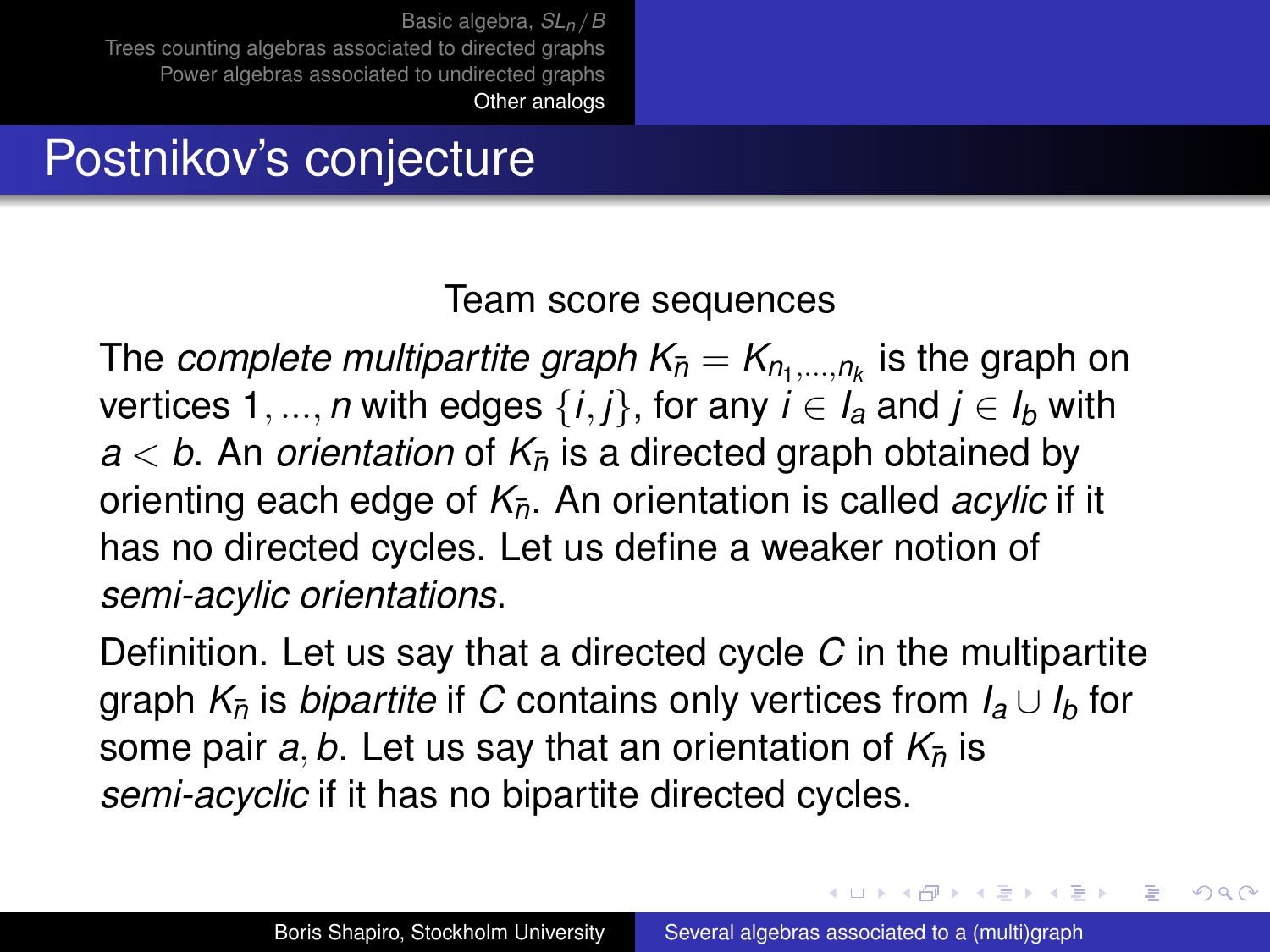# Postnikov's conjecture

Team score sequences

The *complete multipartite graph* $K_{\bar{n}} = K_{n_1,...,n_k}$ is the graph on vertices $1, ..., n$ with edges $\{i, j\}$, for any $i \in I_a$ and $j \in I_b$ with $a < b$. An *orientation* of $K_{\bar{n}}$ is a directed graph obtained by orienting each edge of $K_{\bar{n}}$. An orientation is called *acylic* if it has no directed cycles. Let us define a weaker notion of *semi-acylic orientations*.

Definition. Let us say that a directed cycle $C$ in the multipartite graph $K_{\bar{n}}$ is *bipartite* if $C$ contains only vertices from $I_a \cup I_b$ for some pair $a, b$. Let us say that an orientation of $K_{\bar{n}}$ is *semi-acyclic* if it has no bipartite directed cycles.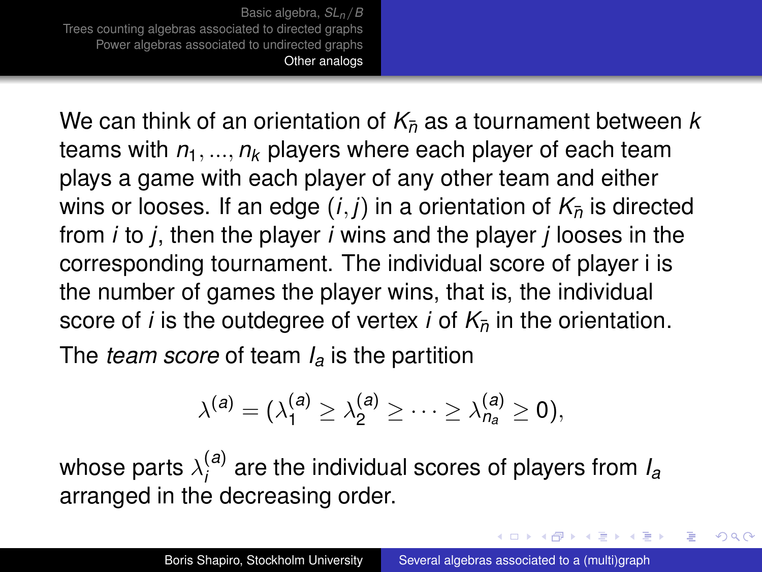We can think of an orientation of $K_{\bar{n}}$ as a tournament between $k$ teams with $n_1, ..., n_k$ players where each player of each team plays a game with each player of any other team and either wins or looses. If an edge $(i, j)$ in a orientation of $K_{\bar{n}}$ is directed from $i$ to $j$, then the player $i$ wins and the player $j$ looses in the corresponding tournament. The individual score of player i is the number of games the player wins, that is, the individual score of $i$ is the outdegree of vertex $i$ of $K_{\bar{n}}$ in the orientation.

The *team score* of team $I_a$ is the partition

$$\lambda^{(a)} = (\lambda_1^{(a)} \geq \lambda_2^{(a)} \geq \cdots \geq \lambda_{n_a}^{(a)} \geq 0),$$

whose parts $\lambda_i^{(a)}$ are the individual scores of players from $I_a$ arranged in the decreasing order.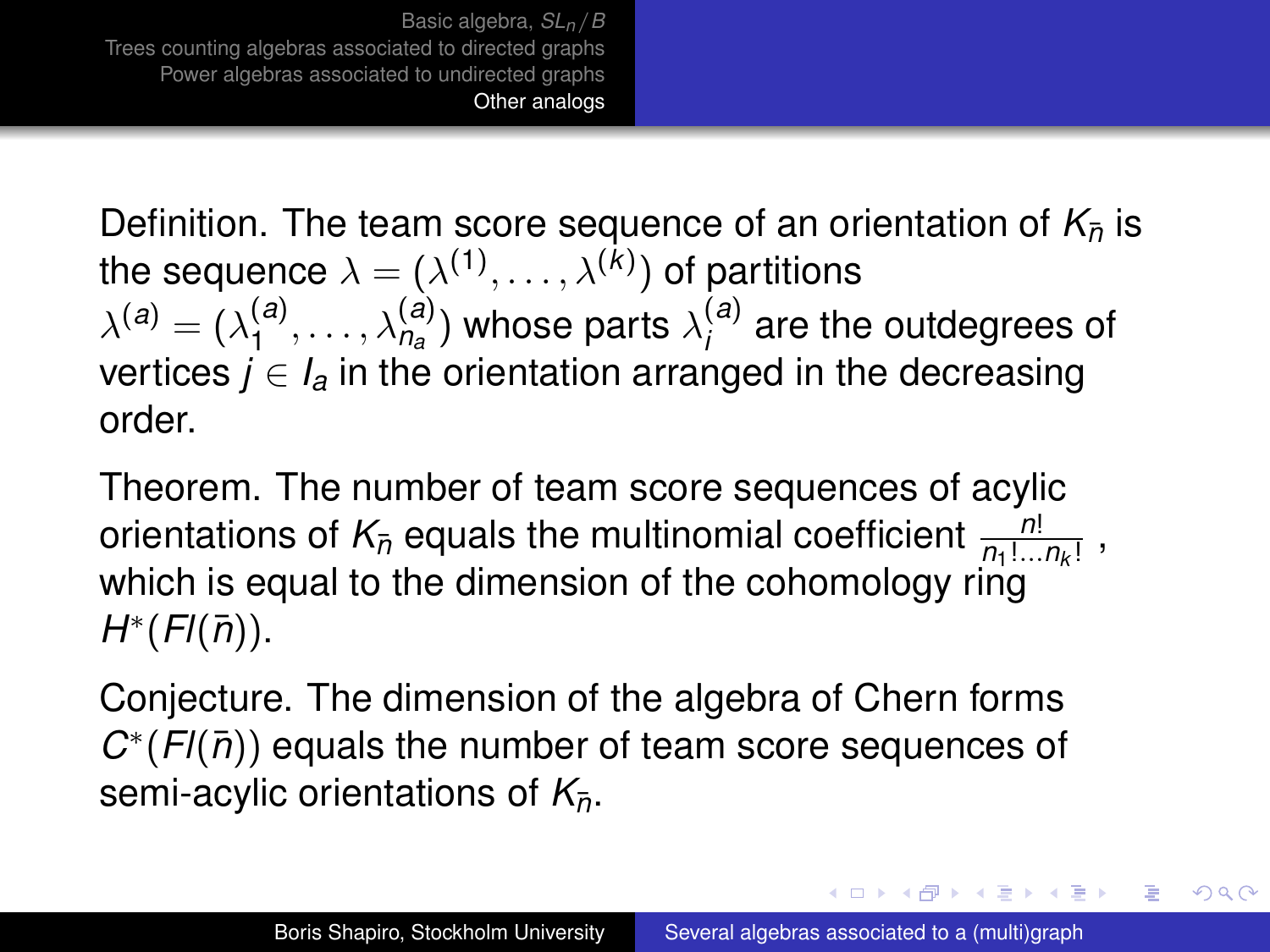Definition. The team score sequence of an orientation of $K_{\bar{n}}$ is the sequence $\lambda = (\lambda^{(1)}, \ldots, \lambda^{(k)})$ of partitions $\lambda^{(a)} = (\lambda_1^{(a)}, \ldots, \lambda_{n_a}^{(a)})$ whose parts $\lambda_i^{(a)}$ are the outdegrees of vertices $j \in I_a$ in the orientation arranged in the decreasing order.

Theorem. The number of team score sequences of acylic orientations of $K_{\bar{n}}$ equals the multinomial coefficient $\frac{n!}{n_1! \ldots n_k!}$ , which is equal to the dimension of the cohomology ring $H^*(Fl(\bar{n}))$.

Conjecture. The dimension of the algebra of Chern forms $C^*(Fl(\bar{n}))$ equals the number of team score sequences of semi-acylic orientations of $K_{\bar{n}}$.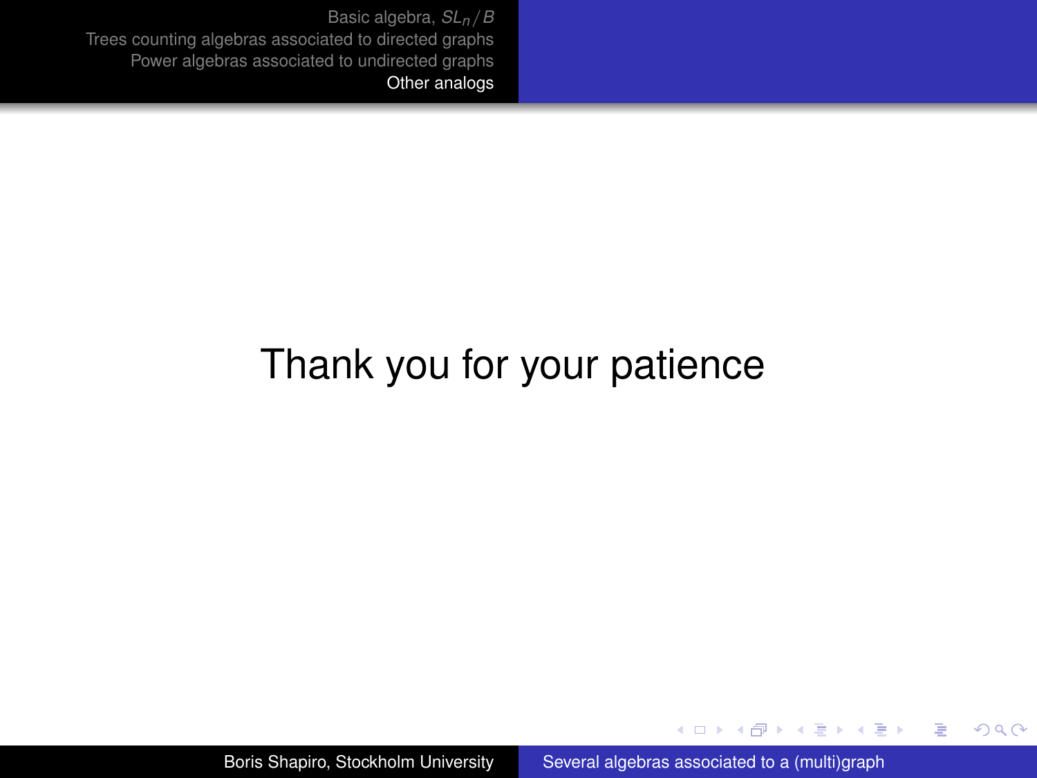Thank you for your patience